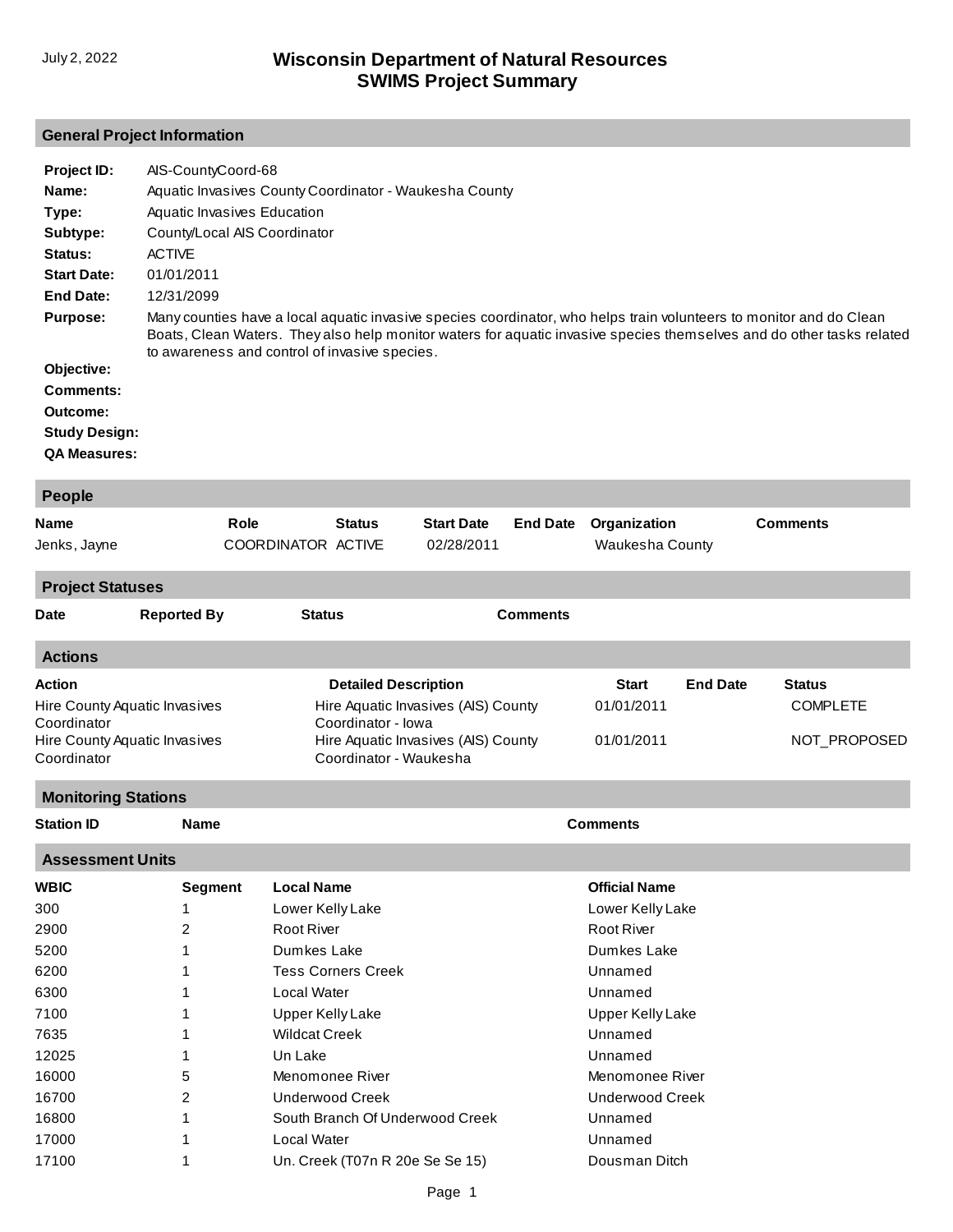July 2, 2022

# Wisconsin Department of Natural Resources
# SWIMS Project Summary

## General Project Information

**Project ID:** AIS-CountyCoord-68
**Name:** Aquatic Invasives County Coordinator - Waukesha County
**Type:** Aquatic Invasives Education
**Subtype:** County/Local AIS Coordinator
**Status:** ACTIVE
**Start Date:** 01/01/2011
**End Date:** 12/31/2099
**Purpose:** Many counties have a local aquatic invasive species coordinator, who helps train volunteers to monitor and do Clean Boats, Clean Waters. They also help monitor waters for aquatic invasive species themselves and do other tasks related to awareness and control of invasive species.
**Objective:**
**Comments:**
**Outcome:**
**Study Design:**
**QA Measures:**

## People

| Name | Role | Status | Start Date | End Date | Organization | Comments |
|---|---|---|---|---|---|---|
| Jenks, Jayne | COORDINATOR | ACTIVE | 02/28/2011 | | Waukesha County | |

## Project Statuses

| Date | Reported By | Status | Comments |
|---|---|---|---|

## Actions

| Action | Detailed Description | Start | End Date | Status |
|---|---|---|---|---|
| Hire County Aquatic Invasives Coordinator | Hire Aquatic Invasives (AIS) County Coordinator - Iowa | 01/01/2011 | | COMPLETE |
| Hire County Aquatic Invasives Coordinator | Hire Aquatic Invasives (AIS) County Coordinator - Waukesha | 01/01/2011 | | NOT_PROPOSED |

## Monitoring Stations

| Station ID | Name | Comments |
|---|---|---|

## Assessment Units

| WBIC | Segment | Local Name | Official Name |
|---|---|---|---|
| 300 | 1 | Lower Kelly Lake | Lower Kelly Lake |
| 2900 | 2 | Root River | Root River |
| 5200 | 1 | Dumkes Lake | Dumkes Lake |
| 6200 | 1 | Tess Corners Creek | Unnamed |
| 6300 | 1 | Local Water | Unnamed |
| 7100 | 1 | Upper Kelly Lake | Upper Kelly Lake |
| 7635 | 1 | Wildcat Creek | Unnamed |
| 12025 | 1 | Un Lake | Unnamed |
| 16000 | 5 | Menomonee River | Menomonee River |
| 16700 | 2 | Underwood Creek | Underwood Creek |
| 16800 | 1 | South Branch Of Underwood Creek | Unnamed |
| 17000 | 1 | Local Water | Unnamed |
| 17100 | 1 | Un. Creek (T07n R 20e Se Se 15) | Dousman Ditch |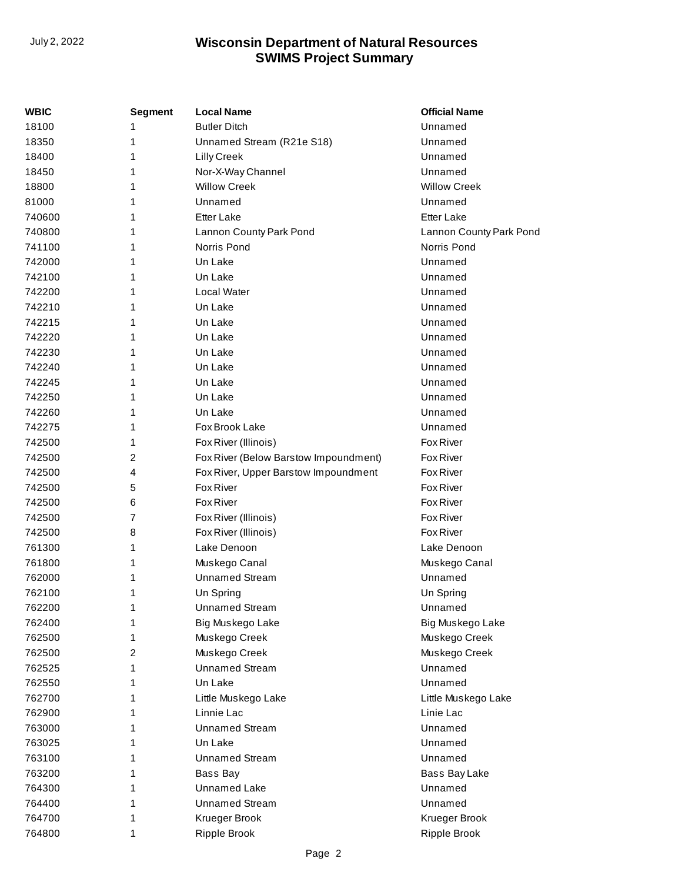| WBIC | Segment | Local Name | Official Name |
|---|---|---|---|
| 18100 | 1 | Butler Ditch | Unnamed |
| 18350 | 1 | Unnamed Stream (R21e S18) | Unnamed |
| 18400 | 1 | Lilly Creek | Unnamed |
| 18450 | 1 | Nor-X-Way Channel | Unnamed |
| 18800 | 1 | Willow Creek | Willow Creek |
| 81000 | 1 | Unnamed | Unnamed |
| 740600 | 1 | Etter Lake | Etter Lake |
| 740800 | 1 | Lannon County Park Pond | Lannon County Park Pond |
| 741100 | 1 | Norris Pond | Norris Pond |
| 742000 | 1 | Un Lake | Unnamed |
| 742100 | 1 | Un Lake | Unnamed |
| 742200 | 1 | Local Water | Unnamed |
| 742210 | 1 | Un Lake | Unnamed |
| 742215 | 1 | Un Lake | Unnamed |
| 742220 | 1 | Un Lake | Unnamed |
| 742230 | 1 | Un Lake | Unnamed |
| 742240 | 1 | Un Lake | Unnamed |
| 742245 | 1 | Un Lake | Unnamed |
| 742250 | 1 | Un Lake | Unnamed |
| 742260 | 1 | Un Lake | Unnamed |
| 742275 | 1 | Fox Brook Lake | Unnamed |
| 742500 | 1 | Fox River (Illinois) | Fox River |
| 742500 | 2 | Fox River (Below Barstow Impoundment) | Fox River |
| 742500 | 4 | Fox River, Upper Barstow Impoundment | Fox River |
| 742500 | 5 | Fox River | Fox River |
| 742500 | 6 | Fox River | Fox River |
| 742500 | 7 | Fox River (Illinois) | Fox River |
| 742500 | 8 | Fox River (Illinois) | Fox River |
| 761300 | 1 | Lake Denoon | Lake Denoon |
| 761800 | 1 | Muskego Canal | Muskego Canal |
| 762000 | 1 | Unnamed Stream | Unnamed |
| 762100 | 1 | Un Spring | Un Spring |
| 762200 | 1 | Unnamed Stream | Unnamed |
| 762400 | 1 | Big Muskego Lake | Big Muskego Lake |
| 762500 | 1 | Muskego Creek | Muskego Creek |
| 762500 | 2 | Muskego Creek | Muskego Creek |
| 762525 | 1 | Unnamed Stream | Unnamed |
| 762550 | 1 | Un Lake | Unnamed |
| 762700 | 1 | Little Muskego Lake | Little Muskego Lake |
| 762900 | 1 | Linnie Lac | Linie Lac |
| 763000 | 1 | Unnamed Stream | Unnamed |
| 763025 | 1 | Un Lake | Unnamed |
| 763100 | 1 | Unnamed Stream | Unnamed |
| 763200 | 1 | Bass Bay | Bass Bay Lake |
| 764300 | 1 | Unnamed Lake | Unnamed |
| 764400 | 1 | Unnamed Stream | Unnamed |
| 764700 | 1 | Krueger Brook | Krueger Brook |
| 764800 | 1 | Ripple Brook | Ripple Brook |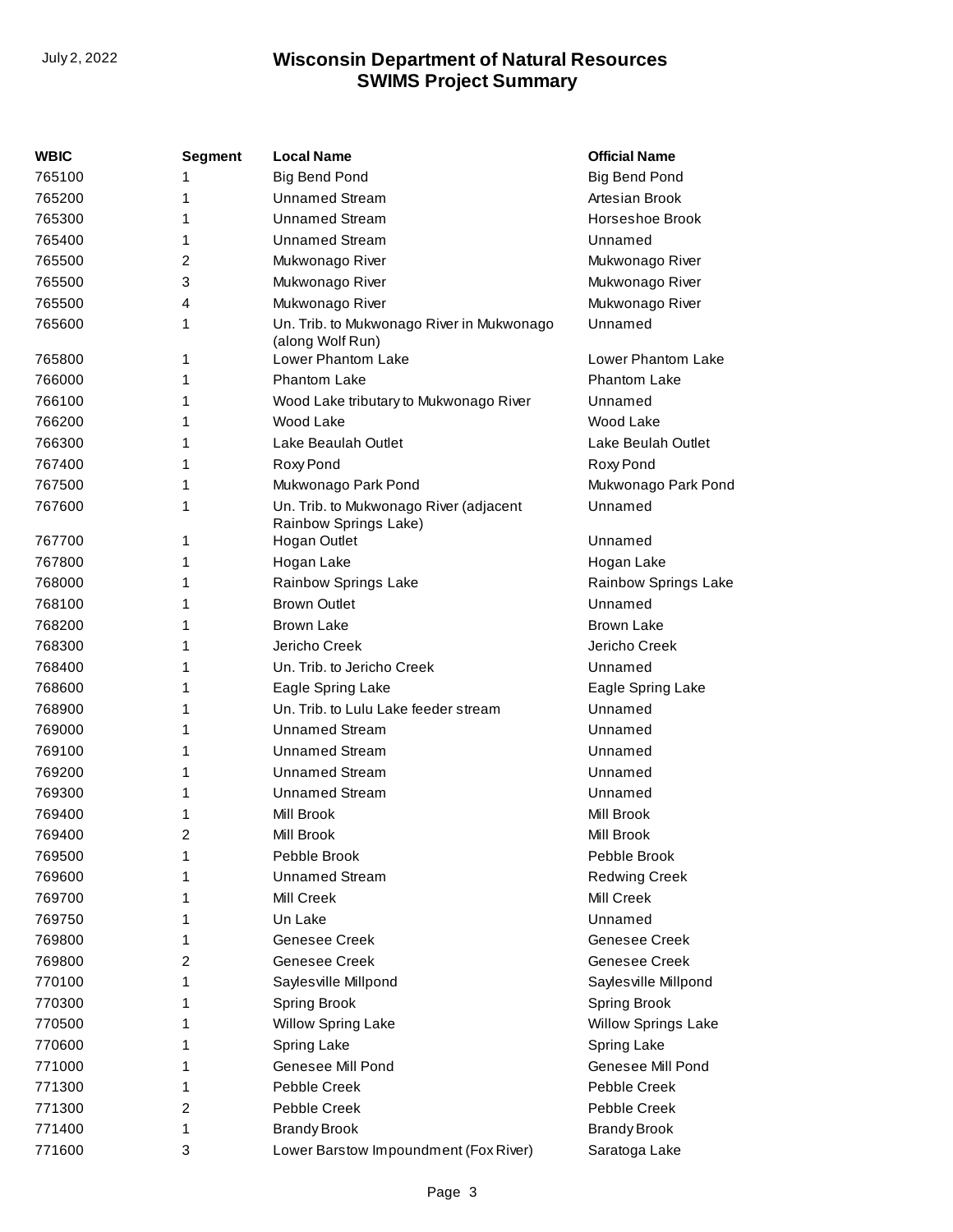| WBIC | Segment | Local Name | Official Name |
|---|---|---|---|
| 765100 | 1 | Big Bend Pond | Big Bend Pond |
| 765200 | 1 | Unnamed Stream | Artesian Brook |
| 765300 | 1 | Unnamed Stream | Horseshoe Brook |
| 765400 | 1 | Unnamed Stream | Unnamed |
| 765500 | 2 | Mukwonago River | Mukwonago River |
| 765500 | 3 | Mukwonago River | Mukwonago River |
| 765500 | 4 | Mukwonago River | Mukwonago River |
| 765600 | 1 | Un. Trib. to Mukwonago River in Mukwonago (along Wolf Run) | Unnamed |
| 765800 | 1 | Lower Phantom Lake | Lower Phantom Lake |
| 766000 | 1 | Phantom Lake | Phantom Lake |
| 766100 | 1 | Wood Lake tributary to Mukwonago River | Unnamed |
| 766200 | 1 | Wood Lake | Wood Lake |
| 766300 | 1 | Lake Beaulah Outlet | Lake Beulah Outlet |
| 767400 | 1 | Roxy Pond | Roxy Pond |
| 767500 | 1 | Mukwonago Park Pond | Mukwonago Park Pond |
| 767600 | 1 | Un. Trib. to Mukwonago River (adjacent Rainbow Springs Lake) | Unnamed |
| 767700 | 1 | Hogan Outlet | Unnamed |
| 767800 | 1 | Hogan Lake | Hogan Lake |
| 768000 | 1 | Rainbow Springs Lake | Rainbow Springs Lake |
| 768100 | 1 | Brown Outlet | Unnamed |
| 768200 | 1 | Brown Lake | Brown Lake |
| 768300 | 1 | Jericho Creek | Jericho Creek |
| 768400 | 1 | Un. Trib. to Jericho Creek | Unnamed |
| 768600 | 1 | Eagle Spring Lake | Eagle Spring Lake |
| 768900 | 1 | Un. Trib. to Lulu Lake feeder stream | Unnamed |
| 769000 | 1 | Unnamed Stream | Unnamed |
| 769100 | 1 | Unnamed Stream | Unnamed |
| 769200 | 1 | Unnamed Stream | Unnamed |
| 769300 | 1 | Unnamed Stream | Unnamed |
| 769400 | 1 | Mill Brook | Mill Brook |
| 769400 | 2 | Mill Brook | Mill Brook |
| 769500 | 1 | Pebble Brook | Pebble Brook |
| 769600 | 1 | Unnamed Stream | Redwing Creek |
| 769700 | 1 | Mill Creek | Mill Creek |
| 769750 | 1 | Un Lake | Unnamed |
| 769800 | 1 | Genesee Creek | Genesee Creek |
| 769800 | 2 | Genesee Creek | Genesee Creek |
| 770100 | 1 | Saylesville Millpond | Saylesville Millpond |
| 770300 | 1 | Spring Brook | Spring Brook |
| 770500 | 1 | Willow Spring Lake | Willow Springs Lake |
| 770600 | 1 | Spring Lake | Spring Lake |
| 771000 | 1 | Genesee Mill Pond | Genesee Mill Pond |
| 771300 | 1 | Pebble Creek | Pebble Creek |
| 771300 | 2 | Pebble Creek | Pebble Creek |
| 771400 | 1 | Brandy Brook | Brandy Brook |
| 771600 | 3 | Lower Barstow Impoundment (Fox River) | Saratoga Lake |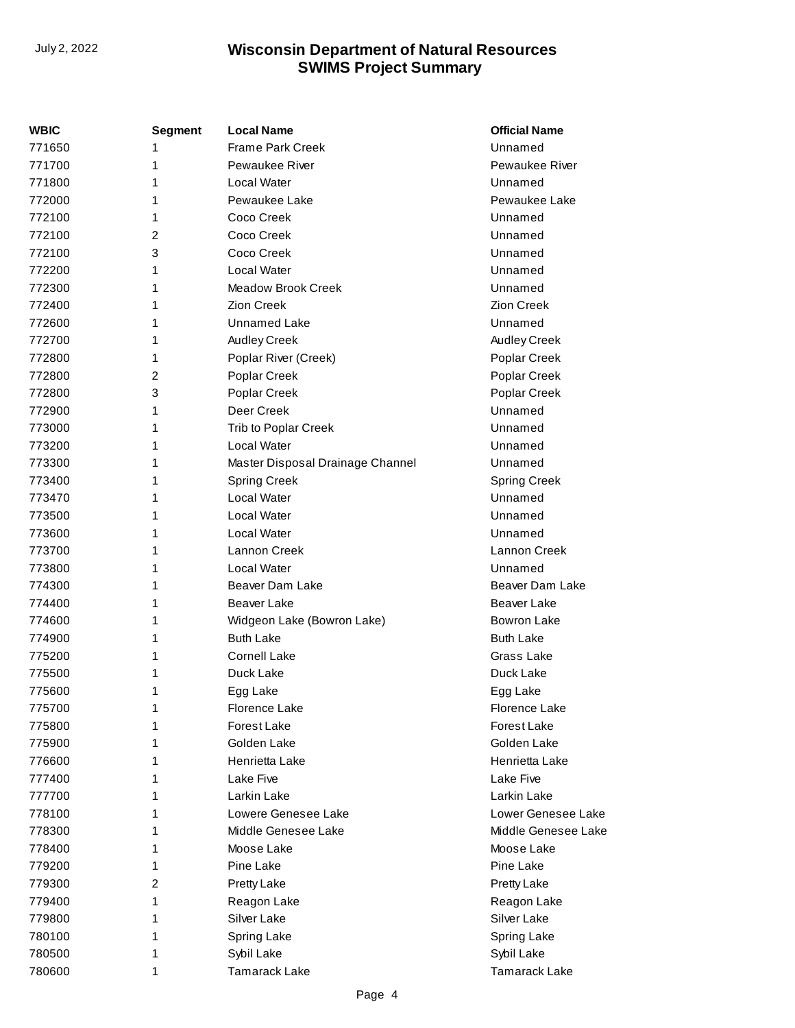| WBIC | Segment | Local Name | Official Name |
| --- | --- | --- | --- |
| 771650 | 1 | Frame Park Creek | Unnamed |
| 771700 | 1 | Pewaukee River | Pewaukee River |
| 771800 | 1 | Local Water | Unnamed |
| 772000 | 1 | Pewaukee Lake | Pewaukee Lake |
| 772100 | 1 | Coco Creek | Unnamed |
| 772100 | 2 | Coco Creek | Unnamed |
| 772100 | 3 | Coco Creek | Unnamed |
| 772200 | 1 | Local Water | Unnamed |
| 772300 | 1 | Meadow Brook Creek | Unnamed |
| 772400 | 1 | Zion Creek | Zion Creek |
| 772600 | 1 | Unnamed Lake | Unnamed |
| 772700 | 1 | Audley Creek | Audley Creek |
| 772800 | 1 | Poplar River (Creek) | Poplar Creek |
| 772800 | 2 | Poplar Creek | Poplar Creek |
| 772800 | 3 | Poplar Creek | Poplar Creek |
| 772900 | 1 | Deer Creek | Unnamed |
| 773000 | 1 | Trib to Poplar Creek | Unnamed |
| 773200 | 1 | Local Water | Unnamed |
| 773300 | 1 | Master Disposal Drainage Channel | Unnamed |
| 773400 | 1 | Spring Creek | Spring Creek |
| 773470 | 1 | Local Water | Unnamed |
| 773500 | 1 | Local Water | Unnamed |
| 773600 | 1 | Local Water | Unnamed |
| 773700 | 1 | Lannon Creek | Lannon Creek |
| 773800 | 1 | Local Water | Unnamed |
| 774300 | 1 | Beaver Dam Lake | Beaver Dam Lake |
| 774400 | 1 | Beaver Lake | Beaver Lake |
| 774600 | 1 | Widgeon Lake (Bowron Lake) | Bowron Lake |
| 774900 | 1 | Buth Lake | Buth Lake |
| 775200 | 1 | Cornell Lake | Grass Lake |
| 775500 | 1 | Duck Lake | Duck Lake |
| 775600 | 1 | Egg Lake | Egg Lake |
| 775700 | 1 | Florence Lake | Florence Lake |
| 775800 | 1 | Forest Lake | Forest Lake |
| 775900 | 1 | Golden Lake | Golden Lake |
| 776600 | 1 | Henrietta Lake | Henrietta Lake |
| 777400 | 1 | Lake Five | Lake Five |
| 777700 | 1 | Larkin Lake | Larkin Lake |
| 778100 | 1 | Lowere Genesee Lake | Lower Genesee Lake |
| 778300 | 1 | Middle Genesee Lake | Middle Genesee Lake |
| 778400 | 1 | Moose Lake | Moose Lake |
| 779200 | 1 | Pine Lake | Pine Lake |
| 779300 | 2 | Pretty Lake | Pretty Lake |
| 779400 | 1 | Reagon Lake | Reagon Lake |
| 779800 | 1 | Silver Lake | Silver Lake |
| 780100 | 1 | Spring Lake | Spring Lake |
| 780500 | 1 | Sybil Lake | Sybil Lake |
| 780600 | 1 | Tamarack Lake | Tamarack Lake |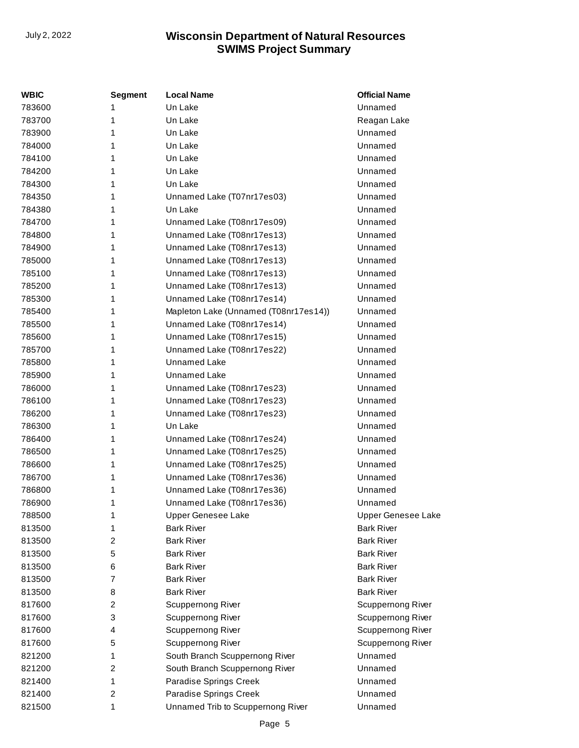| WBIC | Segment | Local Name | Official Name |
| --- | --- | --- | --- |
| 783600 | 1 | Un Lake | Unnamed |
| 783700 | 1 | Un Lake | Reagan Lake |
| 783900 | 1 | Un Lake | Unnamed |
| 784000 | 1 | Un Lake | Unnamed |
| 784100 | 1 | Un Lake | Unnamed |
| 784200 | 1 | Un Lake | Unnamed |
| 784300 | 1 | Un Lake | Unnamed |
| 784350 | 1 | Unnamed Lake (T07nr17es03) | Unnamed |
| 784380 | 1 | Un Lake | Unnamed |
| 784700 | 1 | Unnamed Lake (T08nr17es09) | Unnamed |
| 784800 | 1 | Unnamed Lake (T08nr17es13) | Unnamed |
| 784900 | 1 | Unnamed Lake (T08nr17es13) | Unnamed |
| 785000 | 1 | Unnamed Lake (T08nr17es13) | Unnamed |
| 785100 | 1 | Unnamed Lake (T08nr17es13) | Unnamed |
| 785200 | 1 | Unnamed Lake (T08nr17es13) | Unnamed |
| 785300 | 1 | Unnamed Lake (T08nr17es14) | Unnamed |
| 785400 | 1 | Mapleton Lake (Unnamed (T08nr17es14)) | Unnamed |
| 785500 | 1 | Unnamed Lake (T08nr17es14) | Unnamed |
| 785600 | 1 | Unnamed Lake (T08nr17es15) | Unnamed |
| 785700 | 1 | Unnamed Lake (T08nr17es22) | Unnamed |
| 785800 | 1 | Unnamed Lake | Unnamed |
| 785900 | 1 | Unnamed Lake | Unnamed |
| 786000 | 1 | Unnamed Lake (T08nr17es23) | Unnamed |
| 786100 | 1 | Unnamed Lake (T08nr17es23) | Unnamed |
| 786200 | 1 | Unnamed Lake (T08nr17es23) | Unnamed |
| 786300 | 1 | Un Lake | Unnamed |
| 786400 | 1 | Unnamed Lake (T08nr17es24) | Unnamed |
| 786500 | 1 | Unnamed Lake (T08nr17es25) | Unnamed |
| 786600 | 1 | Unnamed Lake (T08nr17es25) | Unnamed |
| 786700 | 1 | Unnamed Lake (T08nr17es36) | Unnamed |
| 786800 | 1 | Unnamed Lake (T08nr17es36) | Unnamed |
| 786900 | 1 | Unnamed Lake (T08nr17es36) | Unnamed |
| 788500 | 1 | Upper Genesee Lake | Upper Genesee Lake |
| 813500 | 1 | Bark River | Bark River |
| 813500 | 2 | Bark River | Bark River |
| 813500 | 5 | Bark River | Bark River |
| 813500 | 6 | Bark River | Bark River |
| 813500 | 7 | Bark River | Bark River |
| 813500 | 8 | Bark River | Bark River |
| 817600 | 2 | Scuppernong River | Scuppernong River |
| 817600 | 3 | Scuppernong River | Scuppernong River |
| 817600 | 4 | Scuppernong River | Scuppernong River |
| 817600 | 5 | Scuppernong River | Scuppernong River |
| 821200 | 1 | South Branch Scuppernong River | Unnamed |
| 821200 | 2 | South Branch Scuppernong River | Unnamed |
| 821400 | 1 | Paradise Springs Creek | Unnamed |
| 821400 | 2 | Paradise Springs Creek | Unnamed |
| 821500 | 1 | Unnamed Trib to Scuppernong River | Unnamed |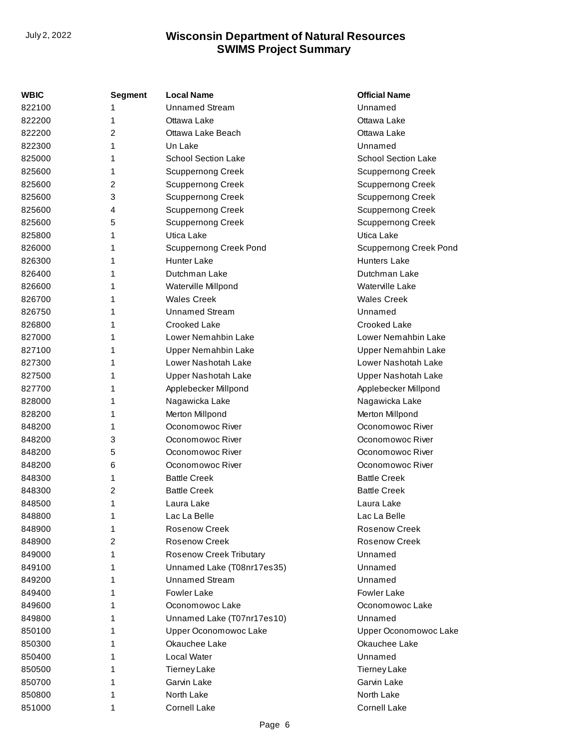| WBIC | Segment | Local Name | Official Name |
|---|---|---|---|
| 822100 | 1 | Unnamed Stream | Unnamed |
| 822200 | 1 | Ottawa Lake | Ottawa Lake |
| 822200 | 2 | Ottawa Lake Beach | Ottawa Lake |
| 822300 | 1 | Un Lake | Unnamed |
| 825000 | 1 | School Section Lake | School Section Lake |
| 825600 | 1 | Scuppernong Creek | Scuppernong Creek |
| 825600 | 2 | Scuppernong Creek | Scuppernong Creek |
| 825600 | 3 | Scuppernong Creek | Scuppernong Creek |
| 825600 | 4 | Scuppernong Creek | Scuppernong Creek |
| 825600 | 5 | Scuppernong Creek | Scuppernong Creek |
| 825800 | 1 | Utica Lake | Utica Lake |
| 826000 | 1 | Scuppernong Creek Pond | Scuppernong Creek Pond |
| 826300 | 1 | Hunter Lake | Hunters Lake |
| 826400 | 1 | Dutchman Lake | Dutchman Lake |
| 826600 | 1 | Waterville Millpond | Waterville Lake |
| 826700 | 1 | Wales Creek | Wales Creek |
| 826750 | 1 | Unnamed Stream | Unnamed |
| 826800 | 1 | Crooked Lake | Crooked Lake |
| 827000 | 1 | Lower Nemahbin Lake | Lower Nemahbin Lake |
| 827100 | 1 | Upper Nemahbin Lake | Upper Nemahbin Lake |
| 827300 | 1 | Lower Nashotah Lake | Lower Nashotah Lake |
| 827500 | 1 | Upper Nashotah Lake | Upper Nashotah Lake |
| 827700 | 1 | Applebecker Millpond | Applebecker Millpond |
| 828000 | 1 | Nagawicka Lake | Nagawicka Lake |
| 828200 | 1 | Merton Millpond | Merton Millpond |
| 848200 | 1 | Oconomowoc River | Oconomowoc River |
| 848200 | 3 | Oconomowoc River | Oconomowoc River |
| 848200 | 5 | Oconomowoc River | Oconomowoc River |
| 848200 | 6 | Oconomowoc River | Oconomowoc River |
| 848300 | 1 | Battle Creek | Battle Creek |
| 848300 | 2 | Battle Creek | Battle Creek |
| 848500 | 1 | Laura Lake | Laura Lake |
| 848800 | 1 | Lac La Belle | Lac La Belle |
| 848900 | 1 | Rosenow Creek | Rosenow Creek |
| 848900 | 2 | Rosenow Creek | Rosenow Creek |
| 849000 | 1 | Rosenow Creek Tributary | Unnamed |
| 849100 | 1 | Unnamed Lake (T08nr17es35) | Unnamed |
| 849200 | 1 | Unnamed Stream | Unnamed |
| 849400 | 1 | Fowler Lake | Fowler Lake |
| 849600 | 1 | Oconomowoc Lake | Oconomowoc Lake |
| 849800 | 1 | Unnamed Lake (T07nr17es10) | Unnamed |
| 850100 | 1 | Upper Oconomowoc Lake | Upper Oconomowoc Lake |
| 850300 | 1 | Okauchee Lake | Okauchee Lake |
| 850400 | 1 | Local Water | Unnamed |
| 850500 | 1 | Tierney Lake | Tierney Lake |
| 850700 | 1 | Garvin Lake | Garvin Lake |
| 850800 | 1 | North Lake | North Lake |
| 851000 | 1 | Cornell Lake | Cornell Lake |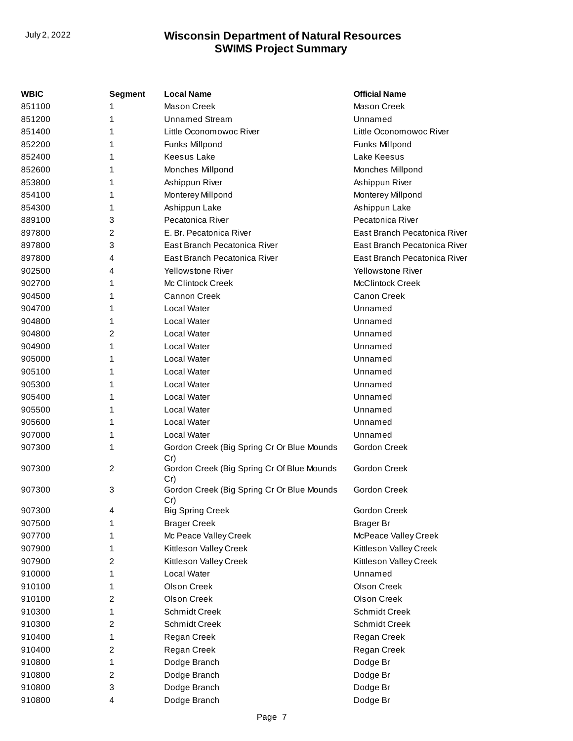| WBIC | Segment | Local Name | Official Name |
|---|---|---|---|
| 851100 | 1 | Mason Creek | Mason Creek |
| 851200 | 1 | Unnamed Stream | Unnamed |
| 851400 | 1 | Little Oconomowoc River | Little Oconomowoc River |
| 852200 | 1 | Funks Millpond | Funks Millpond |
| 852400 | 1 | Keesus Lake | Lake Keesus |
| 852600 | 1 | Monches Millpond | Monches Millpond |
| 853800 | 1 | Ashippun River | Ashippun River |
| 854100 | 1 | Monterey Millpond | Monterey Millpond |
| 854300 | 1 | Ashippun Lake | Ashippun Lake |
| 889100 | 3 | Pecatonica River | Pecatonica River |
| 897800 | 2 | E. Br. Pecatonica River | East Branch Pecatonica River |
| 897800 | 3 | East Branch Pecatonica River | East Branch Pecatonica River |
| 897800 | 4 | East Branch Pecatonica River | East Branch Pecatonica River |
| 902500 | 4 | Yellowstone River | Yellowstone River |
| 902700 | 1 | Mc Clintock Creek | McClintock Creek |
| 904500 | 1 | Cannon Creek | Canon Creek |
| 904700 | 1 | Local Water | Unnamed |
| 904800 | 1 | Local Water | Unnamed |
| 904800 | 2 | Local Water | Unnamed |
| 904900 | 1 | Local Water | Unnamed |
| 905000 | 1 | Local Water | Unnamed |
| 905100 | 1 | Local Water | Unnamed |
| 905300 | 1 | Local Water | Unnamed |
| 905400 | 1 | Local Water | Unnamed |
| 905500 | 1 | Local Water | Unnamed |
| 905600 | 1 | Local Water | Unnamed |
| 907000 | 1 | Local Water | Unnamed |
| 907300 | 1 | Gordon Creek (Big Spring Cr Or Blue Mounds Cr) | Gordon Creek |
| 907300 | 2 | Gordon Creek (Big Spring Cr Of Blue Mounds Cr) | Gordon Creek |
| 907300 | 3 | Gordon Creek (Big Spring Cr Or Blue Mounds Cr) | Gordon Creek |
| 907300 | 4 | Big Spring Creek | Gordon Creek |
| 907500 | 1 | Brager Creek | Brager Br |
| 907700 | 1 | Mc Peace Valley Creek | McPeace Valley Creek |
| 907900 | 1 | Kittleson Valley Creek | Kittleson Valley Creek |
| 907900 | 2 | Kittleson Valley Creek | Kittleson Valley Creek |
| 910000 | 1 | Local Water | Unnamed |
| 910100 | 1 | Olson Creek | Olson Creek |
| 910100 | 2 | Olson Creek | Olson Creek |
| 910300 | 1 | Schmidt Creek | Schmidt Creek |
| 910300 | 2 | Schmidt Creek | Schmidt Creek |
| 910400 | 1 | Regan Creek | Regan Creek |
| 910400 | 2 | Regan Creek | Regan Creek |
| 910800 | 1 | Dodge Branch | Dodge Br |
| 910800 | 2 | Dodge Branch | Dodge Br |
| 910800 | 3 | Dodge Branch | Dodge Br |
| 910800 | 4 | Dodge Branch | Dodge Br |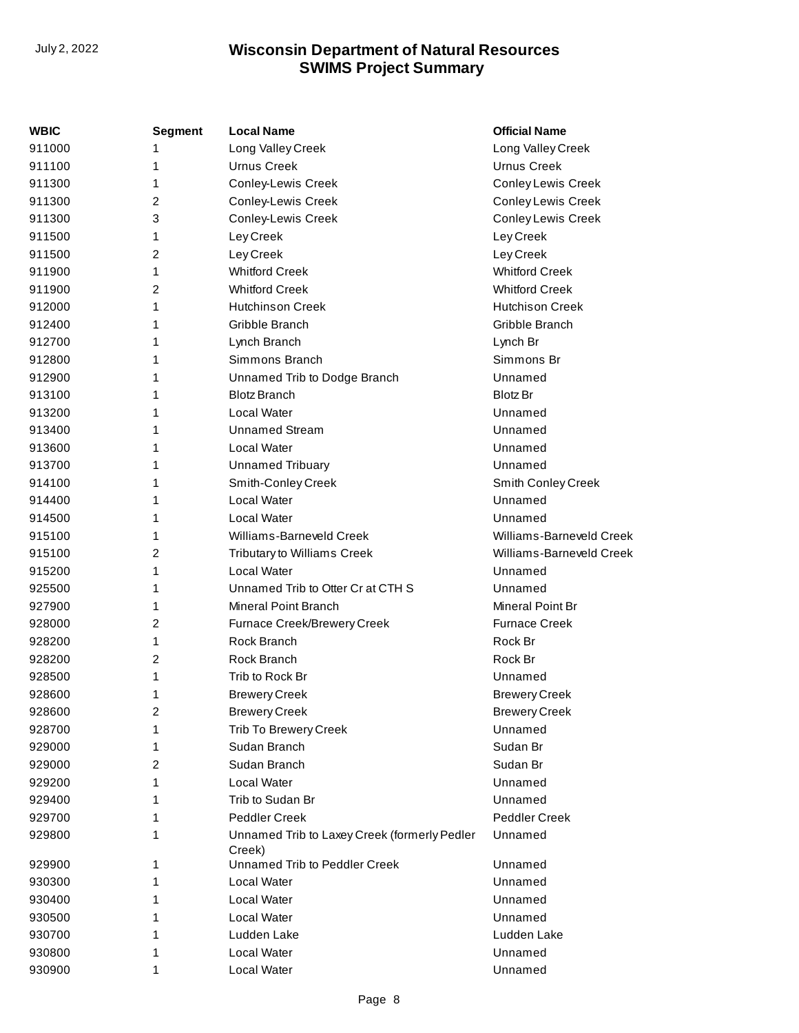| WBIC | Segment | Local Name | Official Name |
|---|---|---|---|
| 911000 | 1 | Long Valley Creek | Long Valley Creek |
| 911100 | 1 | Urnus Creek | Urnus Creek |
| 911300 | 1 | Conley-Lewis Creek | Conley Lewis Creek |
| 911300 | 2 | Conley-Lewis Creek | Conley Lewis Creek |
| 911300 | 3 | Conley-Lewis Creek | Conley Lewis Creek |
| 911500 | 1 | Ley Creek | Ley Creek |
| 911500 | 2 | Ley Creek | Ley Creek |
| 911900 | 1 | Whitford Creek | Whitford Creek |
| 911900 | 2 | Whitford Creek | Whitford Creek |
| 912000 | 1 | Hutchinson Creek | Hutchison Creek |
| 912400 | 1 | Gribble Branch | Gribble Branch |
| 912700 | 1 | Lynch Branch | Lynch Br |
| 912800 | 1 | Simmons Branch | Simmons Br |
| 912900 | 1 | Unnamed Trib to Dodge Branch | Unnamed |
| 913100 | 1 | Blotz Branch | Blotz Br |
| 913200 | 1 | Local Water | Unnamed |
| 913400 | 1 | Unnamed Stream | Unnamed |
| 913600 | 1 | Local Water | Unnamed |
| 913700 | 1 | Unnamed Tribuary | Unnamed |
| 914100 | 1 | Smith-Conley Creek | Smith Conley Creek |
| 914400 | 1 | Local Water | Unnamed |
| 914500 | 1 | Local Water | Unnamed |
| 915100 | 1 | Williams-Barneveld Creek | Williams-Barneveld Creek |
| 915100 | 2 | Tributary to Williams Creek | Williams-Barneveld Creek |
| 915200 | 1 | Local Water | Unnamed |
| 925500 | 1 | Unnamed Trib to Otter Cr at CTH S | Unnamed |
| 927900 | 1 | Mineral Point Branch | Mineral Point Br |
| 928000 | 2 | Furnace Creek/Brewery Creek | Furnace Creek |
| 928200 | 1 | Rock Branch | Rock Br |
| 928200 | 2 | Rock Branch | Rock Br |
| 928500 | 1 | Trib to Rock Br | Unnamed |
| 928600 | 1 | Brewery Creek | Brewery Creek |
| 928600 | 2 | Brewery Creek | Brewery Creek |
| 928700 | 1 | Trib To Brewery Creek | Unnamed |
| 929000 | 1 | Sudan Branch | Sudan Br |
| 929000 | 2 | Sudan Branch | Sudan Br |
| 929200 | 1 | Local Water | Unnamed |
| 929400 | 1 | Trib to Sudan Br | Unnamed |
| 929700 | 1 | Peddler Creek | Peddler Creek |
| 929800 | 1 | Unnamed Trib to Laxey Creek (formerly Pedler Creek) | Unnamed |
| 929900 | 1 | Unnamed Trib to Peddler Creek | Unnamed |
| 930300 | 1 | Local Water | Unnamed |
| 930400 | 1 | Local Water | Unnamed |
| 930500 | 1 | Local Water | Unnamed |
| 930700 | 1 | Ludden Lake | Ludden Lake |
| 930800 | 1 | Local Water | Unnamed |
| 930900 | 1 | Local Water | Unnamed |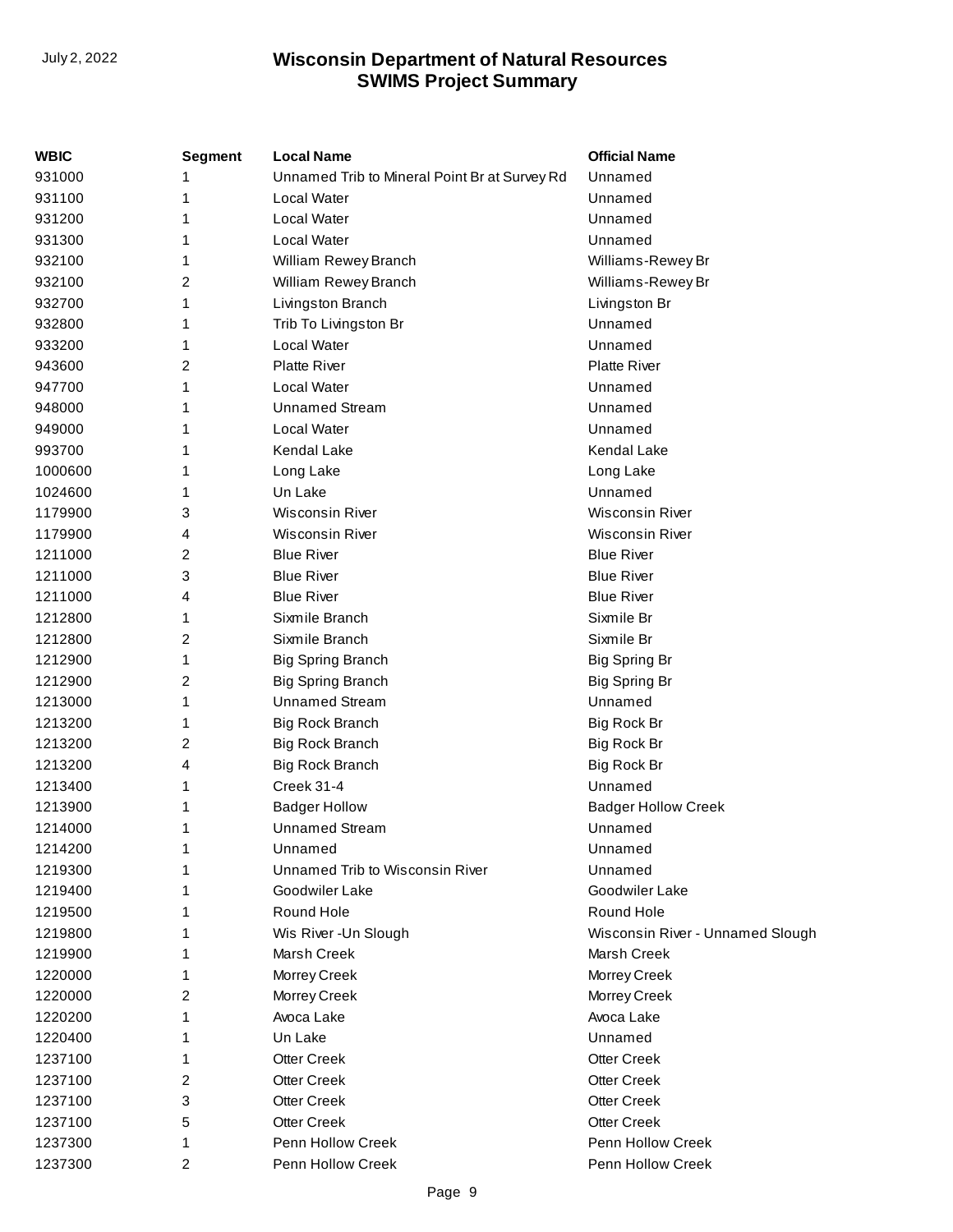| WBIC | Segment | Local Name | Official Name |
|---|---|---|---|
| 931000 | 1 | Unnamed Trib to Mineral Point Br at Survey Rd | Unnamed |
| 931100 | 1 | Local Water | Unnamed |
| 931200 | 1 | Local Water | Unnamed |
| 931300 | 1 | Local Water | Unnamed |
| 932100 | 1 | William Rewey Branch | Williams-Rewey Br |
| 932100 | 2 | William Rewey Branch | Williams-Rewey Br |
| 932700 | 1 | Livingston Branch | Livingston Br |
| 932800 | 1 | Trib To Livingston Br | Unnamed |
| 933200 | 1 | Local Water | Unnamed |
| 943600 | 2 | Platte River | Platte River |
| 947700 | 1 | Local Water | Unnamed |
| 948000 | 1 | Unnamed Stream | Unnamed |
| 949000 | 1 | Local Water | Unnamed |
| 993700 | 1 | Kendal Lake | Kendal Lake |
| 1000600 | 1 | Long Lake | Long Lake |
| 1024600 | 1 | Un Lake | Unnamed |
| 1179900 | 3 | Wisconsin River | Wisconsin River |
| 1179900 | 4 | Wisconsin River | Wisconsin River |
| 1211000 | 2 | Blue River | Blue River |
| 1211000 | 3 | Blue River | Blue River |
| 1211000 | 4 | Blue River | Blue River |
| 1212800 | 1 | Sixmile Branch | Sixmile Br |
| 1212800 | 2 | Sixmile Branch | Sixmile Br |
| 1212900 | 1 | Big Spring Branch | Big Spring Br |
| 1212900 | 2 | Big Spring Branch | Big Spring Br |
| 1213000 | 1 | Unnamed Stream | Unnamed |
| 1213200 | 1 | Big Rock Branch | Big Rock Br |
| 1213200 | 2 | Big Rock Branch | Big Rock Br |
| 1213200 | 4 | Big Rock Branch | Big Rock Br |
| 1213400 | 1 | Creek 31-4 | Unnamed |
| 1213900 | 1 | Badger Hollow | Badger Hollow Creek |
| 1214000 | 1 | Unnamed Stream | Unnamed |
| 1214200 | 1 | Unnamed | Unnamed |
| 1219300 | 1 | Unnamed Trib to Wisconsin River | Unnamed |
| 1219400 | 1 | Goodwiler Lake | Goodwiler Lake |
| 1219500 | 1 | Round Hole | Round Hole |
| 1219800 | 1 | Wis River -Un Slough | Wisconsin River - Unnamed Slough |
| 1219900 | 1 | Marsh Creek | Marsh Creek |
| 1220000 | 1 | Morrey Creek | Morrey Creek |
| 1220000 | 2 | Morrey Creek | Morrey Creek |
| 1220200 | 1 | Avoca Lake | Avoca Lake |
| 1220400 | 1 | Un Lake | Unnamed |
| 1237100 | 1 | Otter Creek | Otter Creek |
| 1237100 | 2 | Otter Creek | Otter Creek |
| 1237100 | 3 | Otter Creek | Otter Creek |
| 1237100 | 5 | Otter Creek | Otter Creek |
| 1237300 | 1 | Penn Hollow Creek | Penn Hollow Creek |
| 1237300 | 2 | Penn Hollow Creek | Penn Hollow Creek |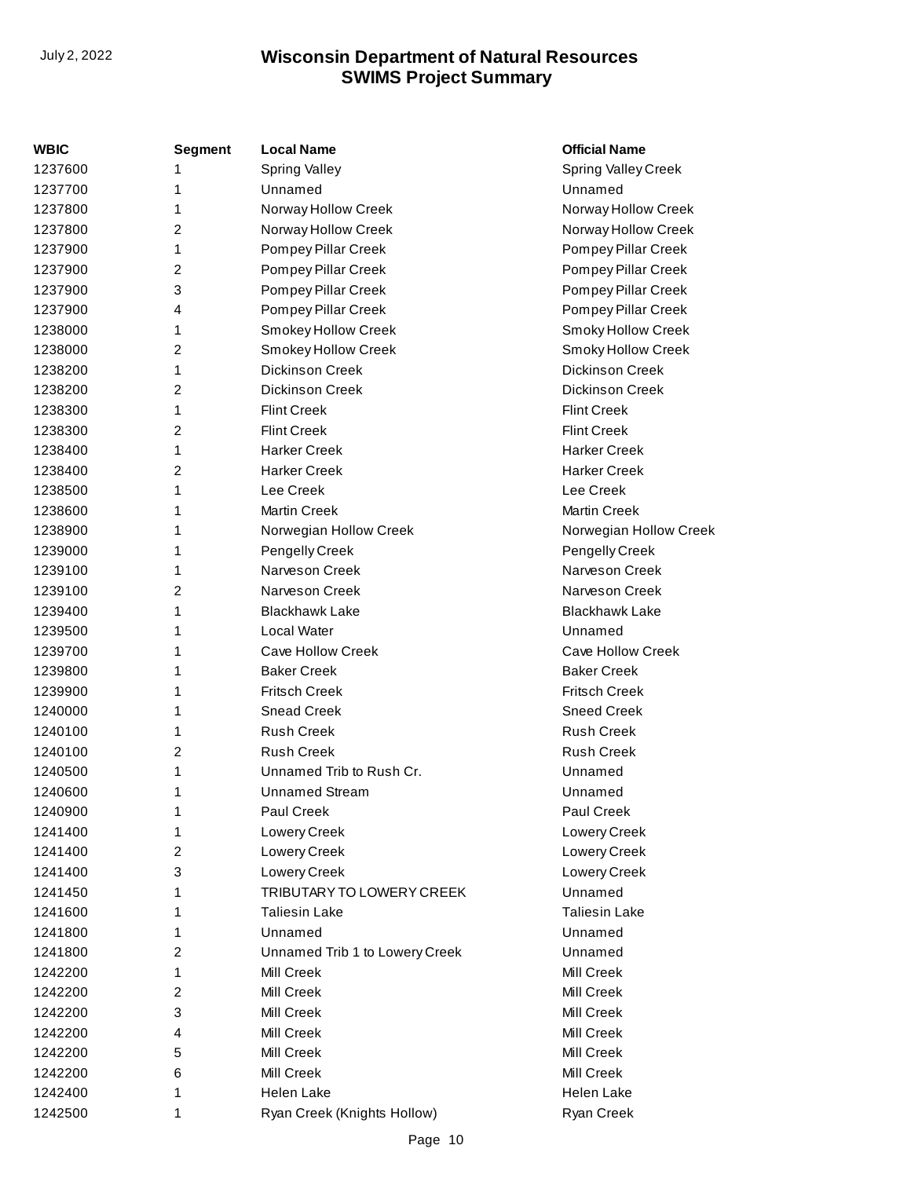| WBIC | Segment | Local Name | Official Name |
|---|---|---|---|
| 1237600 | 1 | Spring Valley | Spring Valley Creek |
| 1237700 | 1 | Unnamed | Unnamed |
| 1237800 | 1 | Norway Hollow Creek | Norway Hollow Creek |
| 1237800 | 2 | Norway Hollow Creek | Norway Hollow Creek |
| 1237900 | 1 | Pompey Pillar Creek | Pompey Pillar Creek |
| 1237900 | 2 | Pompey Pillar Creek | Pompey Pillar Creek |
| 1237900 | 3 | Pompey Pillar Creek | Pompey Pillar Creek |
| 1237900 | 4 | Pompey Pillar Creek | Pompey Pillar Creek |
| 1238000 | 1 | Smokey Hollow Creek | Smoky Hollow Creek |
| 1238000 | 2 | Smokey Hollow Creek | Smoky Hollow Creek |
| 1238200 | 1 | Dickinson Creek | Dickinson Creek |
| 1238200 | 2 | Dickinson Creek | Dickinson Creek |
| 1238300 | 1 | Flint Creek | Flint Creek |
| 1238300 | 2 | Flint Creek | Flint Creek |
| 1238400 | 1 | Harker Creek | Harker Creek |
| 1238400 | 2 | Harker Creek | Harker Creek |
| 1238500 | 1 | Lee Creek | Lee Creek |
| 1238600 | 1 | Martin Creek | Martin Creek |
| 1238900 | 1 | Norwegian Hollow Creek | Norwegian Hollow Creek |
| 1239000 | 1 | Pengelly Creek | Pengelly Creek |
| 1239100 | 1 | Narveson Creek | Narveson Creek |
| 1239100 | 2 | Narveson Creek | Narveson Creek |
| 1239400 | 1 | Blackhawk Lake | Blackhawk Lake |
| 1239500 | 1 | Local Water | Unnamed |
| 1239700 | 1 | Cave Hollow Creek | Cave Hollow Creek |
| 1239800 | 1 | Baker Creek | Baker Creek |
| 1239900 | 1 | Fritsch Creek | Fritsch Creek |
| 1240000 | 1 | Snead Creek | Sneed Creek |
| 1240100 | 1 | Rush Creek | Rush Creek |
| 1240100 | 2 | Rush Creek | Rush Creek |
| 1240500 | 1 | Unnamed Trib to Rush Cr. | Unnamed |
| 1240600 | 1 | Unnamed Stream | Unnamed |
| 1240900 | 1 | Paul Creek | Paul Creek |
| 1241400 | 1 | Lowery Creek | Lowery Creek |
| 1241400 | 2 | Lowery Creek | Lowery Creek |
| 1241400 | 3 | Lowery Creek | Lowery Creek |
| 1241450 | 1 | TRIBUTARY TO LOWERY CREEK | Unnamed |
| 1241600 | 1 | Taliesin Lake | Taliesin Lake |
| 1241800 | 1 | Unnamed | Unnamed |
| 1241800 | 2 | Unnamed Trib 1 to Lowery Creek | Unnamed |
| 1242200 | 1 | Mill Creek | Mill Creek |
| 1242200 | 2 | Mill Creek | Mill Creek |
| 1242200 | 3 | Mill Creek | Mill Creek |
| 1242200 | 4 | Mill Creek | Mill Creek |
| 1242200 | 5 | Mill Creek | Mill Creek |
| 1242200 | 6 | Mill Creek | Mill Creek |
| 1242400 | 1 | Helen Lake | Helen Lake |
| 1242500 | 1 | Ryan Creek (Knights Hollow) | Ryan Creek |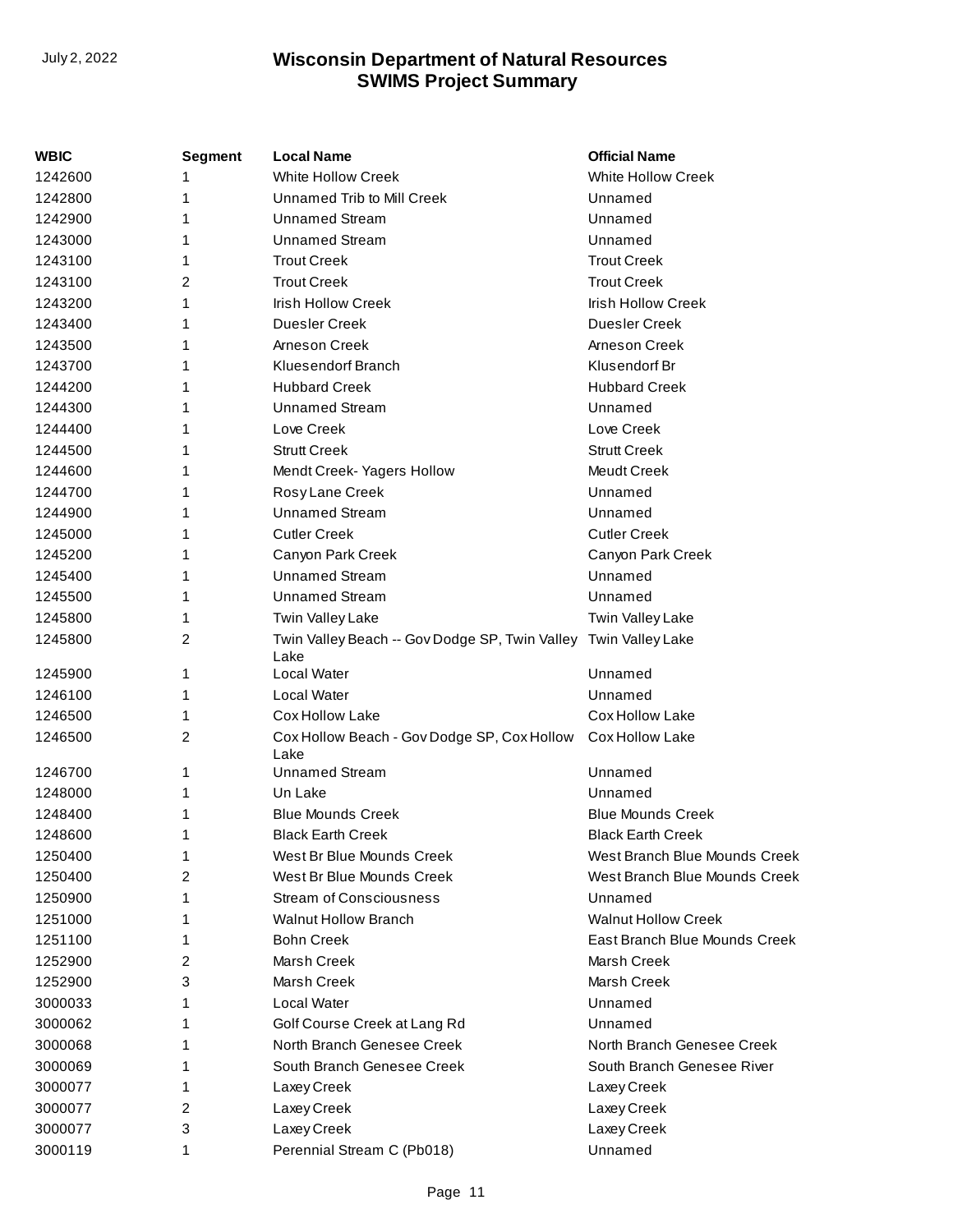| WBIC | Segment | Local Name | Official Name |
|---|---|---|---|
| 1242600 | 1 | White Hollow Creek | White Hollow Creek |
| 1242800 | 1 | Unnamed Trib to Mill Creek | Unnamed |
| 1242900 | 1 | Unnamed Stream | Unnamed |
| 1243000 | 1 | Unnamed Stream | Unnamed |
| 1243100 | 1 | Trout Creek | Trout Creek |
| 1243100 | 2 | Trout Creek | Trout Creek |
| 1243200 | 1 | Irish Hollow Creek | Irish Hollow Creek |
| 1243400 | 1 | Duesler Creek | Duesler Creek |
| 1243500 | 1 | Arneson Creek | Arneson Creek |
| 1243700 | 1 | Kluesendorf Branch | Klusendorf Br |
| 1244200 | 1 | Hubbard Creek | Hubbard Creek |
| 1244300 | 1 | Unnamed Stream | Unnamed |
| 1244400 | 1 | Love Creek | Love Creek |
| 1244500 | 1 | Strutt Creek | Strutt Creek |
| 1244600 | 1 | Mendt Creek- Yagers Hollow | Meudt Creek |
| 1244700 | 1 | Rosy Lane Creek | Unnamed |
| 1244900 | 1 | Unnamed Stream | Unnamed |
| 1245000 | 1 | Cutler Creek | Cutler Creek |
| 1245200 | 1 | Canyon Park Creek | Canyon Park Creek |
| 1245400 | 1 | Unnamed Stream | Unnamed |
| 1245500 | 1 | Unnamed Stream | Unnamed |
| 1245800 | 1 | Twin Valley Lake | Twin Valley Lake |
| 1245800 | 2 | Twin Valley Beach -- Gov Dodge SP, Twin Valley Lake | Twin Valley Lake |
| 1245900 | 1 | Local Water | Unnamed |
| 1246100 | 1 | Local Water | Unnamed |
| 1246500 | 1 | Cox Hollow Lake | Cox Hollow Lake |
| 1246500 | 2 | Cox Hollow Beach - Gov Dodge SP, Cox Hollow Lake | Cox Hollow Lake |
| 1246700 | 1 | Unnamed Stream | Unnamed |
| 1248000 | 1 | Un Lake | Unnamed |
| 1248400 | 1 | Blue Mounds Creek | Blue Mounds Creek |
| 1248600 | 1 | Black Earth Creek | Black Earth Creek |
| 1250400 | 1 | West Br Blue Mounds Creek | West Branch Blue Mounds Creek |
| 1250400 | 2 | West Br Blue Mounds Creek | West Branch Blue Mounds Creek |
| 1250900 | 1 | Stream of Consciousness | Unnamed |
| 1251000 | 1 | Walnut Hollow Branch | Walnut Hollow Creek |
| 1251100 | 1 | Bohn Creek | East Branch Blue Mounds Creek |
| 1252900 | 2 | Marsh Creek | Marsh Creek |
| 1252900 | 3 | Marsh Creek | Marsh Creek |
| 3000033 | 1 | Local Water | Unnamed |
| 3000062 | 1 | Golf Course Creek at Lang Rd | Unnamed |
| 3000068 | 1 | North Branch Genesee Creek | North Branch Genesee Creek |
| 3000069 | 1 | South Branch Genesee Creek | South Branch Genesee River |
| 3000077 | 1 | Laxey Creek | Laxey Creek |
| 3000077 | 2 | Laxey Creek | Laxey Creek |
| 3000077 | 3 | Laxey Creek | Laxey Creek |
| 3000119 | 1 | Perennial Stream C (Pb018) | Unnamed |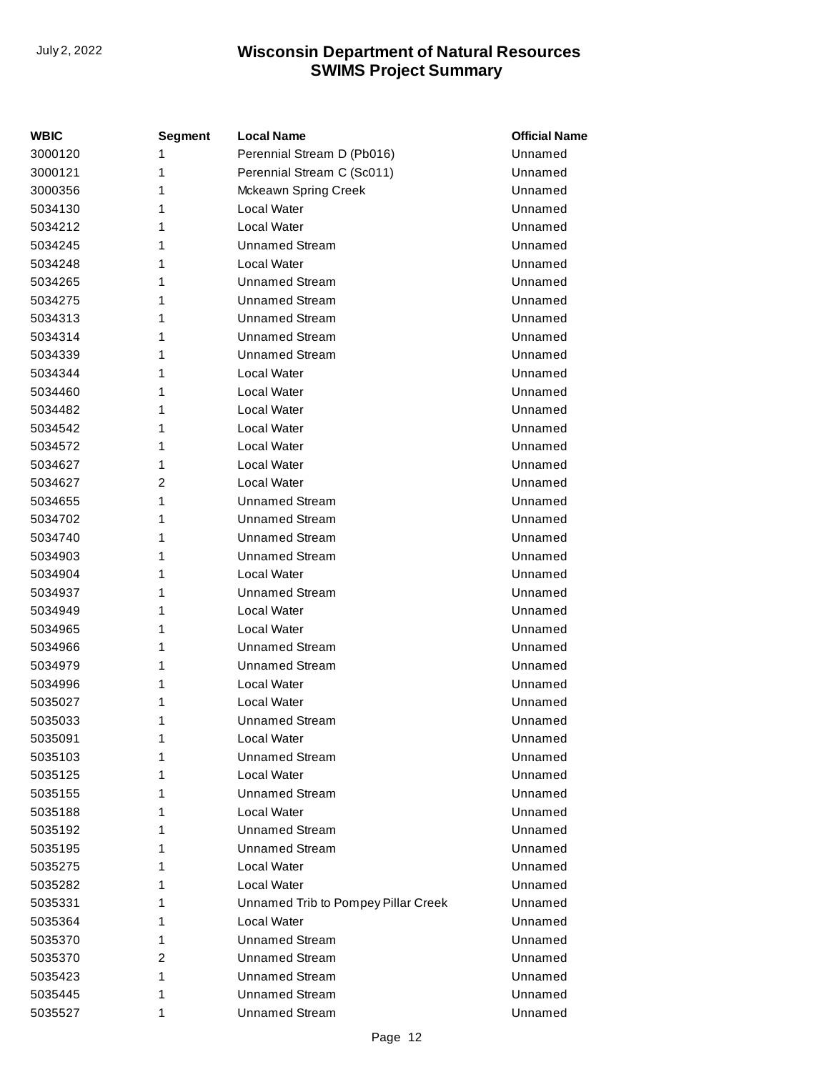| WBIC | Segment | Local Name | Official Name |
|---|---|---|---|
| 3000120 | 1 | Perennial Stream D (Pb016) | Unnamed |
| 3000121 | 1 | Perennial Stream C (Sc011) | Unnamed |
| 3000356 | 1 | Mckeawn Spring Creek | Unnamed |
| 5034130 | 1 | Local Water | Unnamed |
| 5034212 | 1 | Local Water | Unnamed |
| 5034245 | 1 | Unnamed Stream | Unnamed |
| 5034248 | 1 | Local Water | Unnamed |
| 5034265 | 1 | Unnamed Stream | Unnamed |
| 5034275 | 1 | Unnamed Stream | Unnamed |
| 5034313 | 1 | Unnamed Stream | Unnamed |
| 5034314 | 1 | Unnamed Stream | Unnamed |
| 5034339 | 1 | Unnamed Stream | Unnamed |
| 5034344 | 1 | Local Water | Unnamed |
| 5034460 | 1 | Local Water | Unnamed |
| 5034482 | 1 | Local Water | Unnamed |
| 5034542 | 1 | Local Water | Unnamed |
| 5034572 | 1 | Local Water | Unnamed |
| 5034627 | 1 | Local Water | Unnamed |
| 5034627 | 2 | Local Water | Unnamed |
| 5034655 | 1 | Unnamed Stream | Unnamed |
| 5034702 | 1 | Unnamed Stream | Unnamed |
| 5034740 | 1 | Unnamed Stream | Unnamed |
| 5034903 | 1 | Unnamed Stream | Unnamed |
| 5034904 | 1 | Local Water | Unnamed |
| 5034937 | 1 | Unnamed Stream | Unnamed |
| 5034949 | 1 | Local Water | Unnamed |
| 5034965 | 1 | Local Water | Unnamed |
| 5034966 | 1 | Unnamed Stream | Unnamed |
| 5034979 | 1 | Unnamed Stream | Unnamed |
| 5034996 | 1 | Local Water | Unnamed |
| 5035027 | 1 | Local Water | Unnamed |
| 5035033 | 1 | Unnamed Stream | Unnamed |
| 5035091 | 1 | Local Water | Unnamed |
| 5035103 | 1 | Unnamed Stream | Unnamed |
| 5035125 | 1 | Local Water | Unnamed |
| 5035155 | 1 | Unnamed Stream | Unnamed |
| 5035188 | 1 | Local Water | Unnamed |
| 5035192 | 1 | Unnamed Stream | Unnamed |
| 5035195 | 1 | Unnamed Stream | Unnamed |
| 5035275 | 1 | Local Water | Unnamed |
| 5035282 | 1 | Local Water | Unnamed |
| 5035331 | 1 | Unnamed Trib to Pompey Pillar Creek | Unnamed |
| 5035364 | 1 | Local Water | Unnamed |
| 5035370 | 1 | Unnamed Stream | Unnamed |
| 5035370 | 2 | Unnamed Stream | Unnamed |
| 5035423 | 1 | Unnamed Stream | Unnamed |
| 5035445 | 1 | Unnamed Stream | Unnamed |
| 5035527 | 1 | Unnamed Stream | Unnamed |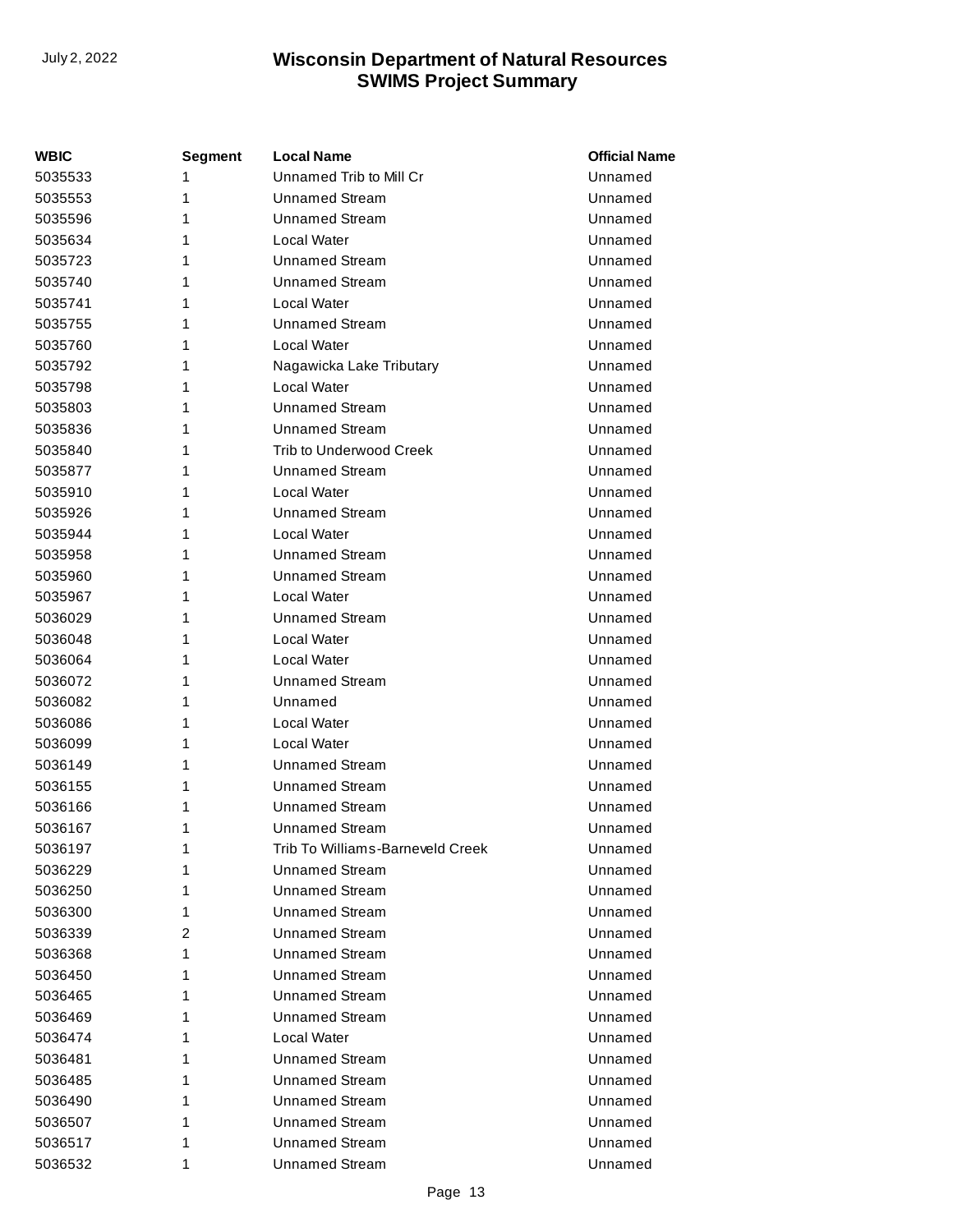| WBIC | Segment | Local Name | Official Name |
|---|---|---|---|
| 5035533 | 1 | Unnamed Trib to Mill Cr | Unnamed |
| 5035553 | 1 | Unnamed Stream | Unnamed |
| 5035596 | 1 | Unnamed Stream | Unnamed |
| 5035634 | 1 | Local Water | Unnamed |
| 5035723 | 1 | Unnamed Stream | Unnamed |
| 5035740 | 1 | Unnamed Stream | Unnamed |
| 5035741 | 1 | Local Water | Unnamed |
| 5035755 | 1 | Unnamed Stream | Unnamed |
| 5035760 | 1 | Local Water | Unnamed |
| 5035792 | 1 | Nagawicka Lake Tributary | Unnamed |
| 5035798 | 1 | Local Water | Unnamed |
| 5035803 | 1 | Unnamed Stream | Unnamed |
| 5035836 | 1 | Unnamed Stream | Unnamed |
| 5035840 | 1 | Trib to Underwood Creek | Unnamed |
| 5035877 | 1 | Unnamed Stream | Unnamed |
| 5035910 | 1 | Local Water | Unnamed |
| 5035926 | 1 | Unnamed Stream | Unnamed |
| 5035944 | 1 | Local Water | Unnamed |
| 5035958 | 1 | Unnamed Stream | Unnamed |
| 5035960 | 1 | Unnamed Stream | Unnamed |
| 5035967 | 1 | Local Water | Unnamed |
| 5036029 | 1 | Unnamed Stream | Unnamed |
| 5036048 | 1 | Local Water | Unnamed |
| 5036064 | 1 | Local Water | Unnamed |
| 5036072 | 1 | Unnamed Stream | Unnamed |
| 5036082 | 1 | Unnamed | Unnamed |
| 5036086 | 1 | Local Water | Unnamed |
| 5036099 | 1 | Local Water | Unnamed |
| 5036149 | 1 | Unnamed Stream | Unnamed |
| 5036155 | 1 | Unnamed Stream | Unnamed |
| 5036166 | 1 | Unnamed Stream | Unnamed |
| 5036167 | 1 | Unnamed Stream | Unnamed |
| 5036197 | 1 | Trib To Williams-Barneveld Creek | Unnamed |
| 5036229 | 1 | Unnamed Stream | Unnamed |
| 5036250 | 1 | Unnamed Stream | Unnamed |
| 5036300 | 1 | Unnamed Stream | Unnamed |
| 5036339 | 2 | Unnamed Stream | Unnamed |
| 5036368 | 1 | Unnamed Stream | Unnamed |
| 5036450 | 1 | Unnamed Stream | Unnamed |
| 5036465 | 1 | Unnamed Stream | Unnamed |
| 5036469 | 1 | Unnamed Stream | Unnamed |
| 5036474 | 1 | Local Water | Unnamed |
| 5036481 | 1 | Unnamed Stream | Unnamed |
| 5036485 | 1 | Unnamed Stream | Unnamed |
| 5036490 | 1 | Unnamed Stream | Unnamed |
| 5036507 | 1 | Unnamed Stream | Unnamed |
| 5036517 | 1 | Unnamed Stream | Unnamed |
| 5036532 | 1 | Unnamed Stream | Unnamed |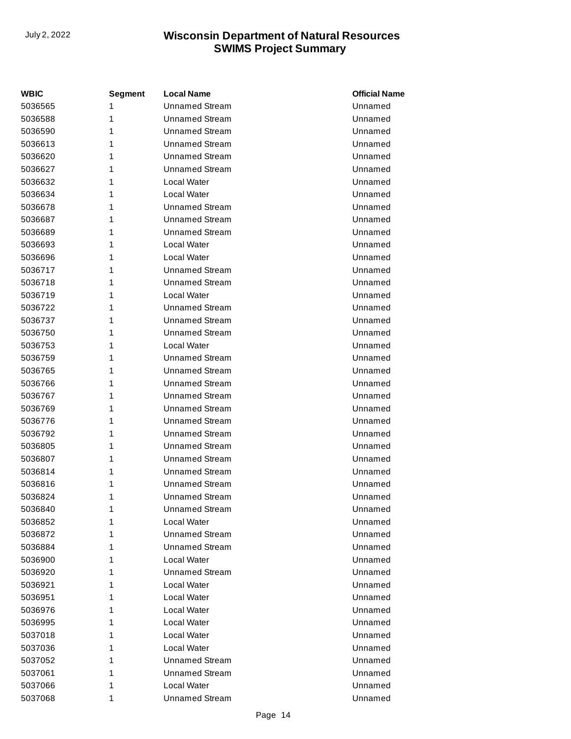| WBIC | Segment | Local Name | Official Name |
|---|---|---|---|
| 5036565 | 1 | Unnamed Stream | Unnamed |
| 5036588 | 1 | Unnamed Stream | Unnamed |
| 5036590 | 1 | Unnamed Stream | Unnamed |
| 5036613 | 1 | Unnamed Stream | Unnamed |
| 5036620 | 1 | Unnamed Stream | Unnamed |
| 5036627 | 1 | Unnamed Stream | Unnamed |
| 5036632 | 1 | Local Water | Unnamed |
| 5036634 | 1 | Local Water | Unnamed |
| 5036678 | 1 | Unnamed Stream | Unnamed |
| 5036687 | 1 | Unnamed Stream | Unnamed |
| 5036689 | 1 | Unnamed Stream | Unnamed |
| 5036693 | 1 | Local Water | Unnamed |
| 5036696 | 1 | Local Water | Unnamed |
| 5036717 | 1 | Unnamed Stream | Unnamed |
| 5036718 | 1 | Unnamed Stream | Unnamed |
| 5036719 | 1 | Local Water | Unnamed |
| 5036722 | 1 | Unnamed Stream | Unnamed |
| 5036737 | 1 | Unnamed Stream | Unnamed |
| 5036750 | 1 | Unnamed Stream | Unnamed |
| 5036753 | 1 | Local Water | Unnamed |
| 5036759 | 1 | Unnamed Stream | Unnamed |
| 5036765 | 1 | Unnamed Stream | Unnamed |
| 5036766 | 1 | Unnamed Stream | Unnamed |
| 5036767 | 1 | Unnamed Stream | Unnamed |
| 5036769 | 1 | Unnamed Stream | Unnamed |
| 5036776 | 1 | Unnamed Stream | Unnamed |
| 5036792 | 1 | Unnamed Stream | Unnamed |
| 5036805 | 1 | Unnamed Stream | Unnamed |
| 5036807 | 1 | Unnamed Stream | Unnamed |
| 5036814 | 1 | Unnamed Stream | Unnamed |
| 5036816 | 1 | Unnamed Stream | Unnamed |
| 5036824 | 1 | Unnamed Stream | Unnamed |
| 5036840 | 1 | Unnamed Stream | Unnamed |
| 5036852 | 1 | Local Water | Unnamed |
| 5036872 | 1 | Unnamed Stream | Unnamed |
| 5036884 | 1 | Unnamed Stream | Unnamed |
| 5036900 | 1 | Local Water | Unnamed |
| 5036920 | 1 | Unnamed Stream | Unnamed |
| 5036921 | 1 | Local Water | Unnamed |
| 5036951 | 1 | Local Water | Unnamed |
| 5036976 | 1 | Local Water | Unnamed |
| 5036995 | 1 | Local Water | Unnamed |
| 5037018 | 1 | Local Water | Unnamed |
| 5037036 | 1 | Local Water | Unnamed |
| 5037052 | 1 | Unnamed Stream | Unnamed |
| 5037061 | 1 | Unnamed Stream | Unnamed |
| 5037066 | 1 | Local Water | Unnamed |
| 5037068 | 1 | Unnamed Stream | Unnamed |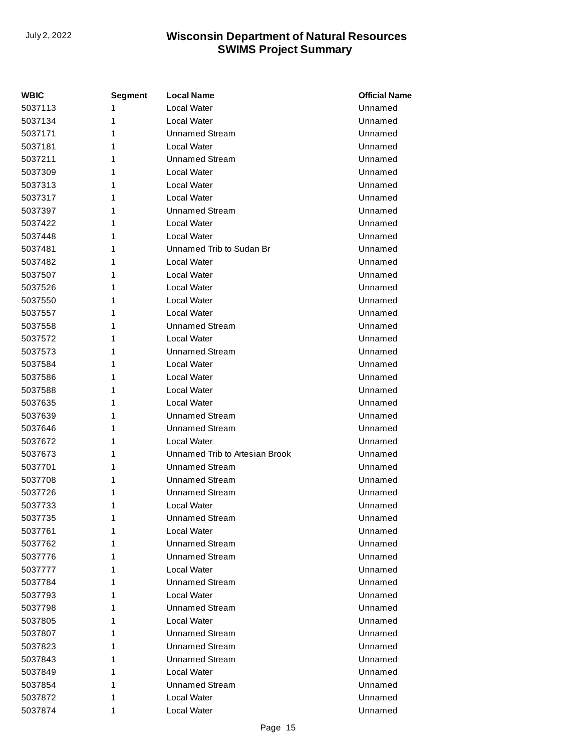| WBIC | Segment | Local Name | Official Name |
| --- | --- | --- | --- |
| 5037113 | 1 | Local Water | Unnamed |
| 5037134 | 1 | Local Water | Unnamed |
| 5037171 | 1 | Unnamed Stream | Unnamed |
| 5037181 | 1 | Local Water | Unnamed |
| 5037211 | 1 | Unnamed Stream | Unnamed |
| 5037309 | 1 | Local Water | Unnamed |
| 5037313 | 1 | Local Water | Unnamed |
| 5037317 | 1 | Local Water | Unnamed |
| 5037397 | 1 | Unnamed Stream | Unnamed |
| 5037422 | 1 | Local Water | Unnamed |
| 5037448 | 1 | Local Water | Unnamed |
| 5037481 | 1 | Unnamed Trib to Sudan Br | Unnamed |
| 5037482 | 1 | Local Water | Unnamed |
| 5037507 | 1 | Local Water | Unnamed |
| 5037526 | 1 | Local Water | Unnamed |
| 5037550 | 1 | Local Water | Unnamed |
| 5037557 | 1 | Local Water | Unnamed |
| 5037558 | 1 | Unnamed Stream | Unnamed |
| 5037572 | 1 | Local Water | Unnamed |
| 5037573 | 1 | Unnamed Stream | Unnamed |
| 5037584 | 1 | Local Water | Unnamed |
| 5037586 | 1 | Local Water | Unnamed |
| 5037588 | 1 | Local Water | Unnamed |
| 5037635 | 1 | Local Water | Unnamed |
| 5037639 | 1 | Unnamed Stream | Unnamed |
| 5037646 | 1 | Unnamed Stream | Unnamed |
| 5037672 | 1 | Local Water | Unnamed |
| 5037673 | 1 | Unnamed Trib to Artesian Brook | Unnamed |
| 5037701 | 1 | Unnamed Stream | Unnamed |
| 5037708 | 1 | Unnamed Stream | Unnamed |
| 5037726 | 1 | Unnamed Stream | Unnamed |
| 5037733 | 1 | Local Water | Unnamed |
| 5037735 | 1 | Unnamed Stream | Unnamed |
| 5037761 | 1 | Local Water | Unnamed |
| 5037762 | 1 | Unnamed Stream | Unnamed |
| 5037776 | 1 | Unnamed Stream | Unnamed |
| 5037777 | 1 | Local Water | Unnamed |
| 5037784 | 1 | Unnamed Stream | Unnamed |
| 5037793 | 1 | Local Water | Unnamed |
| 5037798 | 1 | Unnamed Stream | Unnamed |
| 5037805 | 1 | Local Water | Unnamed |
| 5037807 | 1 | Unnamed Stream | Unnamed |
| 5037823 | 1 | Unnamed Stream | Unnamed |
| 5037843 | 1 | Unnamed Stream | Unnamed |
| 5037849 | 1 | Local Water | Unnamed |
| 5037854 | 1 | Unnamed Stream | Unnamed |
| 5037872 | 1 | Local Water | Unnamed |
| 5037874 | 1 | Local Water | Unnamed |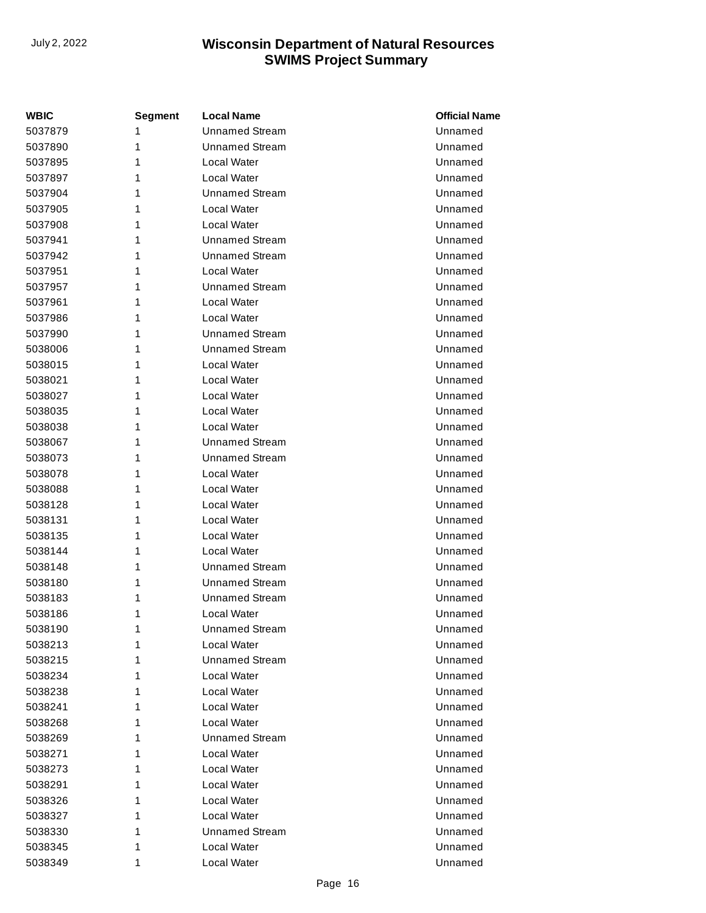| WBIC | Segment | Local Name | Official Name |
|---|---|---|---|
| 5037879 | 1 | Unnamed Stream | Unnamed |
| 5037890 | 1 | Unnamed Stream | Unnamed |
| 5037895 | 1 | Local Water | Unnamed |
| 5037897 | 1 | Local Water | Unnamed |
| 5037904 | 1 | Unnamed Stream | Unnamed |
| 5037905 | 1 | Local Water | Unnamed |
| 5037908 | 1 | Local Water | Unnamed |
| 5037941 | 1 | Unnamed Stream | Unnamed |
| 5037942 | 1 | Unnamed Stream | Unnamed |
| 5037951 | 1 | Local Water | Unnamed |
| 5037957 | 1 | Unnamed Stream | Unnamed |
| 5037961 | 1 | Local Water | Unnamed |
| 5037986 | 1 | Local Water | Unnamed |
| 5037990 | 1 | Unnamed Stream | Unnamed |
| 5038006 | 1 | Unnamed Stream | Unnamed |
| 5038015 | 1 | Local Water | Unnamed |
| 5038021 | 1 | Local Water | Unnamed |
| 5038027 | 1 | Local Water | Unnamed |
| 5038035 | 1 | Local Water | Unnamed |
| 5038038 | 1 | Local Water | Unnamed |
| 5038067 | 1 | Unnamed Stream | Unnamed |
| 5038073 | 1 | Unnamed Stream | Unnamed |
| 5038078 | 1 | Local Water | Unnamed |
| 5038088 | 1 | Local Water | Unnamed |
| 5038128 | 1 | Local Water | Unnamed |
| 5038131 | 1 | Local Water | Unnamed |
| 5038135 | 1 | Local Water | Unnamed |
| 5038144 | 1 | Local Water | Unnamed |
| 5038148 | 1 | Unnamed Stream | Unnamed |
| 5038180 | 1 | Unnamed Stream | Unnamed |
| 5038183 | 1 | Unnamed Stream | Unnamed |
| 5038186 | 1 | Local Water | Unnamed |
| 5038190 | 1 | Unnamed Stream | Unnamed |
| 5038213 | 1 | Local Water | Unnamed |
| 5038215 | 1 | Unnamed Stream | Unnamed |
| 5038234 | 1 | Local Water | Unnamed |
| 5038238 | 1 | Local Water | Unnamed |
| 5038241 | 1 | Local Water | Unnamed |
| 5038268 | 1 | Local Water | Unnamed |
| 5038269 | 1 | Unnamed Stream | Unnamed |
| 5038271 | 1 | Local Water | Unnamed |
| 5038273 | 1 | Local Water | Unnamed |
| 5038291 | 1 | Local Water | Unnamed |
| 5038326 | 1 | Local Water | Unnamed |
| 5038327 | 1 | Local Water | Unnamed |
| 5038330 | 1 | Unnamed Stream | Unnamed |
| 5038345 | 1 | Local Water | Unnamed |
| 5038349 | 1 | Local Water | Unnamed |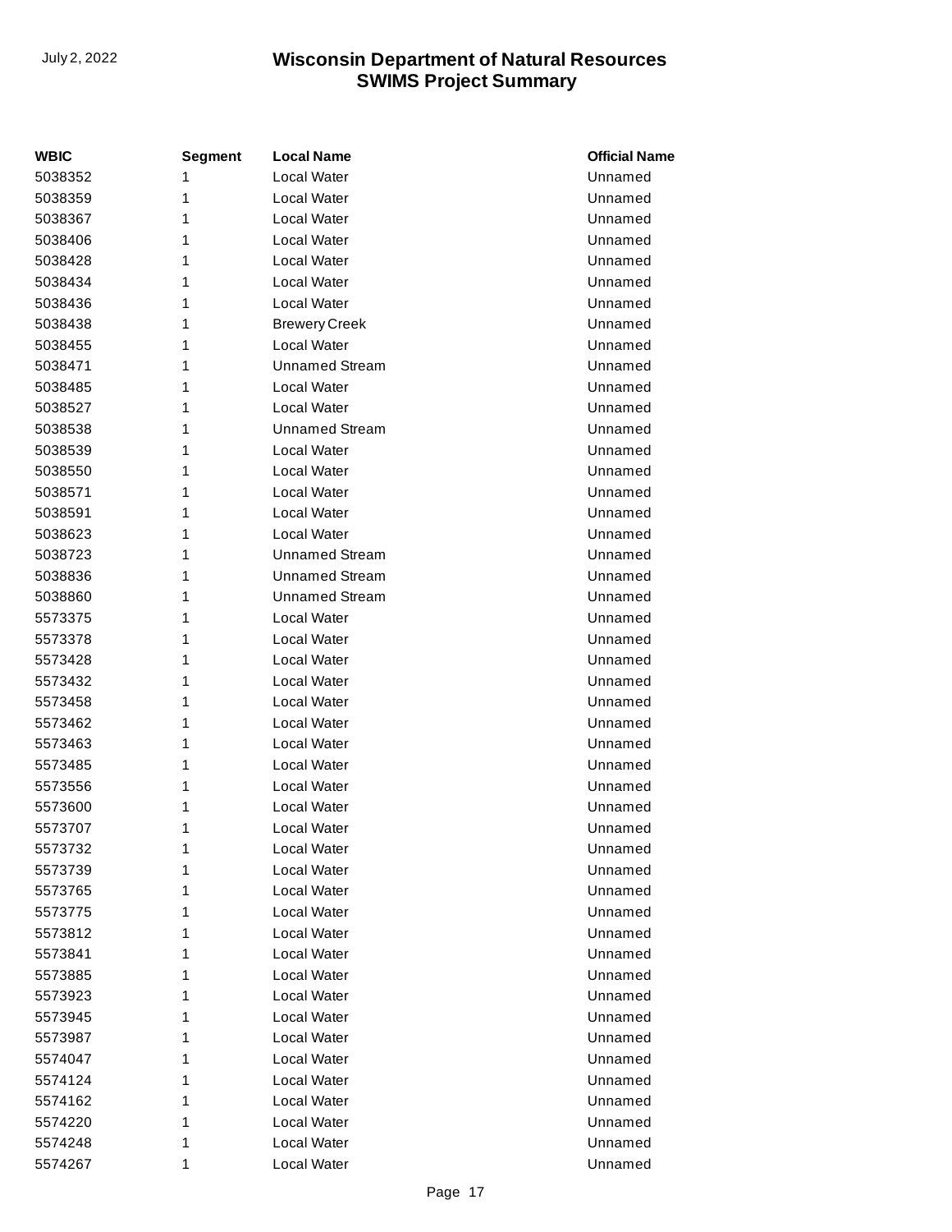| WBIC | Segment | Local Name | Official Name |
|---|---|---|---|
| 5038352 | 1 | Local Water | Unnamed |
| 5038359 | 1 | Local Water | Unnamed |
| 5038367 | 1 | Local Water | Unnamed |
| 5038406 | 1 | Local Water | Unnamed |
| 5038428 | 1 | Local Water | Unnamed |
| 5038434 | 1 | Local Water | Unnamed |
| 5038436 | 1 | Local Water | Unnamed |
| 5038438 | 1 | Brewery Creek | Unnamed |
| 5038455 | 1 | Local Water | Unnamed |
| 5038471 | 1 | Unnamed Stream | Unnamed |
| 5038485 | 1 | Local Water | Unnamed |
| 5038527 | 1 | Local Water | Unnamed |
| 5038538 | 1 | Unnamed Stream | Unnamed |
| 5038539 | 1 | Local Water | Unnamed |
| 5038550 | 1 | Local Water | Unnamed |
| 5038571 | 1 | Local Water | Unnamed |
| 5038591 | 1 | Local Water | Unnamed |
| 5038623 | 1 | Local Water | Unnamed |
| 5038723 | 1 | Unnamed Stream | Unnamed |
| 5038836 | 1 | Unnamed Stream | Unnamed |
| 5038860 | 1 | Unnamed Stream | Unnamed |
| 5573375 | 1 | Local Water | Unnamed |
| 5573378 | 1 | Local Water | Unnamed |
| 5573428 | 1 | Local Water | Unnamed |
| 5573432 | 1 | Local Water | Unnamed |
| 5573458 | 1 | Local Water | Unnamed |
| 5573462 | 1 | Local Water | Unnamed |
| 5573463 | 1 | Local Water | Unnamed |
| 5573485 | 1 | Local Water | Unnamed |
| 5573556 | 1 | Local Water | Unnamed |
| 5573600 | 1 | Local Water | Unnamed |
| 5573707 | 1 | Local Water | Unnamed |
| 5573732 | 1 | Local Water | Unnamed |
| 5573739 | 1 | Local Water | Unnamed |
| 5573765 | 1 | Local Water | Unnamed |
| 5573775 | 1 | Local Water | Unnamed |
| 5573812 | 1 | Local Water | Unnamed |
| 5573841 | 1 | Local Water | Unnamed |
| 5573885 | 1 | Local Water | Unnamed |
| 5573923 | 1 | Local Water | Unnamed |
| 5573945 | 1 | Local Water | Unnamed |
| 5573987 | 1 | Local Water | Unnamed |
| 5574047 | 1 | Local Water | Unnamed |
| 5574124 | 1 | Local Water | Unnamed |
| 5574162 | 1 | Local Water | Unnamed |
| 5574220 | 1 | Local Water | Unnamed |
| 5574248 | 1 | Local Water | Unnamed |
| 5574267 | 1 | Local Water | Unnamed |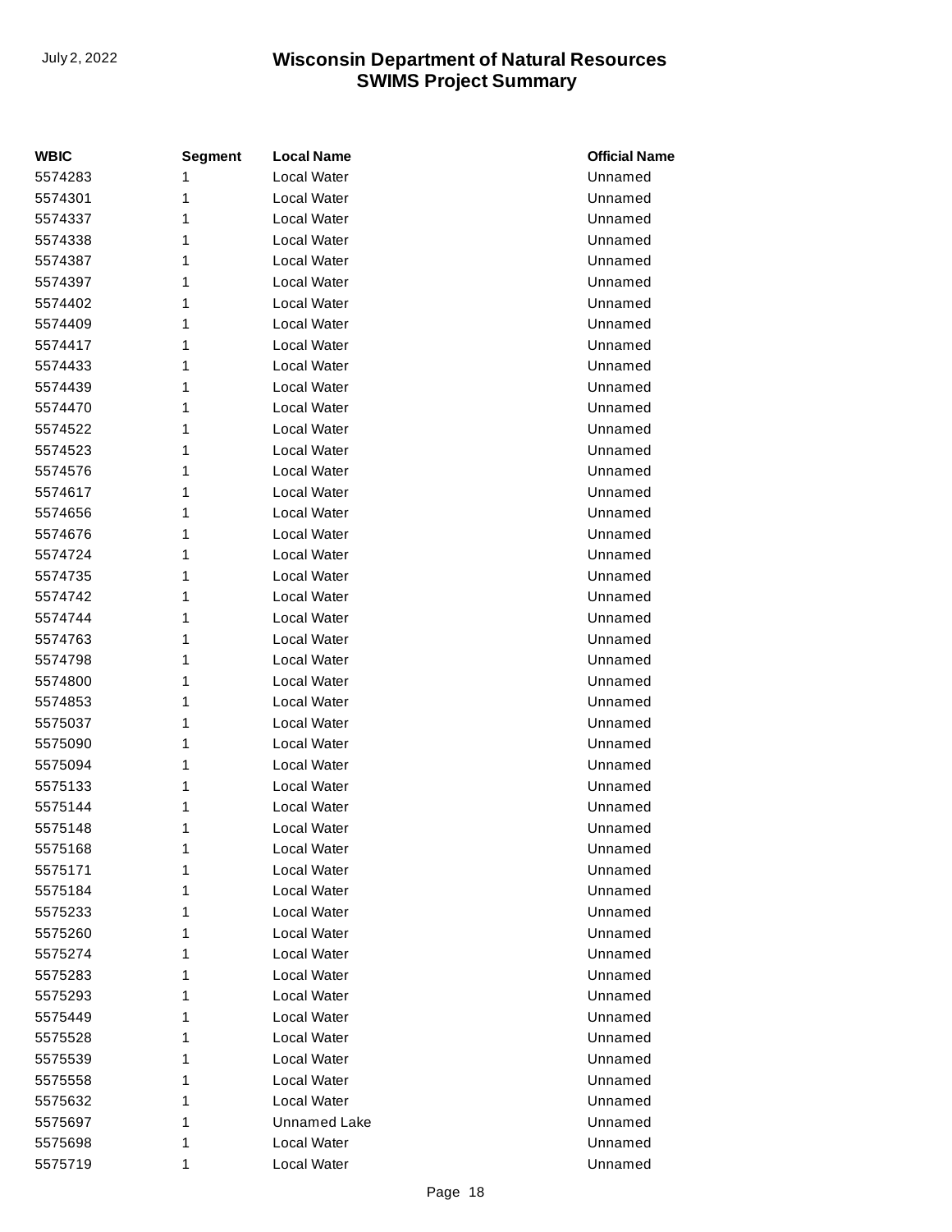| WBIC | Segment | Local Name | Official Name |
|---|---|---|---|
| 5574283 | 1 | Local Water | Unnamed |
| 5574301 | 1 | Local Water | Unnamed |
| 5574337 | 1 | Local Water | Unnamed |
| 5574338 | 1 | Local Water | Unnamed |
| 5574387 | 1 | Local Water | Unnamed |
| 5574397 | 1 | Local Water | Unnamed |
| 5574402 | 1 | Local Water | Unnamed |
| 5574409 | 1 | Local Water | Unnamed |
| 5574417 | 1 | Local Water | Unnamed |
| 5574433 | 1 | Local Water | Unnamed |
| 5574439 | 1 | Local Water | Unnamed |
| 5574470 | 1 | Local Water | Unnamed |
| 5574522 | 1 | Local Water | Unnamed |
| 5574523 | 1 | Local Water | Unnamed |
| 5574576 | 1 | Local Water | Unnamed |
| 5574617 | 1 | Local Water | Unnamed |
| 5574656 | 1 | Local Water | Unnamed |
| 5574676 | 1 | Local Water | Unnamed |
| 5574724 | 1 | Local Water | Unnamed |
| 5574735 | 1 | Local Water | Unnamed |
| 5574742 | 1 | Local Water | Unnamed |
| 5574744 | 1 | Local Water | Unnamed |
| 5574763 | 1 | Local Water | Unnamed |
| 5574798 | 1 | Local Water | Unnamed |
| 5574800 | 1 | Local Water | Unnamed |
| 5574853 | 1 | Local Water | Unnamed |
| 5575037 | 1 | Local Water | Unnamed |
| 5575090 | 1 | Local Water | Unnamed |
| 5575094 | 1 | Local Water | Unnamed |
| 5575133 | 1 | Local Water | Unnamed |
| 5575144 | 1 | Local Water | Unnamed |
| 5575148 | 1 | Local Water | Unnamed |
| 5575168 | 1 | Local Water | Unnamed |
| 5575171 | 1 | Local Water | Unnamed |
| 5575184 | 1 | Local Water | Unnamed |
| 5575233 | 1 | Local Water | Unnamed |
| 5575260 | 1 | Local Water | Unnamed |
| 5575274 | 1 | Local Water | Unnamed |
| 5575283 | 1 | Local Water | Unnamed |
| 5575293 | 1 | Local Water | Unnamed |
| 5575449 | 1 | Local Water | Unnamed |
| 5575528 | 1 | Local Water | Unnamed |
| 5575539 | 1 | Local Water | Unnamed |
| 5575558 | 1 | Local Water | Unnamed |
| 5575632 | 1 | Local Water | Unnamed |
| 5575697 | 1 | Unnamed Lake | Unnamed |
| 5575698 | 1 | Local Water | Unnamed |
| 5575719 | 1 | Local Water | Unnamed |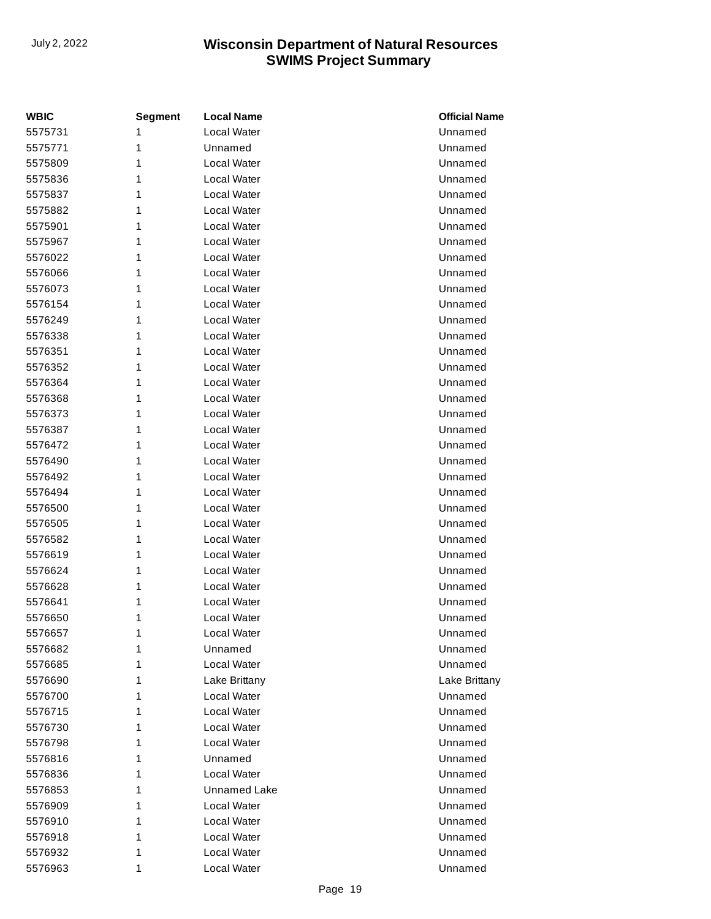| WBIC | Segment | Local Name | Official Name |
|---|---|---|---|
| 5575731 | 1 | Local Water | Unnamed |
| 5575771 | 1 | Unnamed | Unnamed |
| 5575809 | 1 | Local Water | Unnamed |
| 5575836 | 1 | Local Water | Unnamed |
| 5575837 | 1 | Local Water | Unnamed |
| 5575882 | 1 | Local Water | Unnamed |
| 5575901 | 1 | Local Water | Unnamed |
| 5575967 | 1 | Local Water | Unnamed |
| 5576022 | 1 | Local Water | Unnamed |
| 5576066 | 1 | Local Water | Unnamed |
| 5576073 | 1 | Local Water | Unnamed |
| 5576154 | 1 | Local Water | Unnamed |
| 5576249 | 1 | Local Water | Unnamed |
| 5576338 | 1 | Local Water | Unnamed |
| 5576351 | 1 | Local Water | Unnamed |
| 5576352 | 1 | Local Water | Unnamed |
| 5576364 | 1 | Local Water | Unnamed |
| 5576368 | 1 | Local Water | Unnamed |
| 5576373 | 1 | Local Water | Unnamed |
| 5576387 | 1 | Local Water | Unnamed |
| 5576472 | 1 | Local Water | Unnamed |
| 5576490 | 1 | Local Water | Unnamed |
| 5576492 | 1 | Local Water | Unnamed |
| 5576494 | 1 | Local Water | Unnamed |
| 5576500 | 1 | Local Water | Unnamed |
| 5576505 | 1 | Local Water | Unnamed |
| 5576582 | 1 | Local Water | Unnamed |
| 5576619 | 1 | Local Water | Unnamed |
| 5576624 | 1 | Local Water | Unnamed |
| 5576628 | 1 | Local Water | Unnamed |
| 5576641 | 1 | Local Water | Unnamed |
| 5576650 | 1 | Local Water | Unnamed |
| 5576657 | 1 | Local Water | Unnamed |
| 5576682 | 1 | Unnamed | Unnamed |
| 5576685 | 1 | Local Water | Unnamed |
| 5576690 | 1 | Lake Brittany | Lake Brittany |
| 5576700 | 1 | Local Water | Unnamed |
| 5576715 | 1 | Local Water | Unnamed |
| 5576730 | 1 | Local Water | Unnamed |
| 5576798 | 1 | Local Water | Unnamed |
| 5576816 | 1 | Unnamed | Unnamed |
| 5576836 | 1 | Local Water | Unnamed |
| 5576853 | 1 | Unnamed Lake | Unnamed |
| 5576909 | 1 | Local Water | Unnamed |
| 5576910 | 1 | Local Water | Unnamed |
| 5576918 | 1 | Local Water | Unnamed |
| 5576932 | 1 | Local Water | Unnamed |
| 5576963 | 1 | Local Water | Unnamed |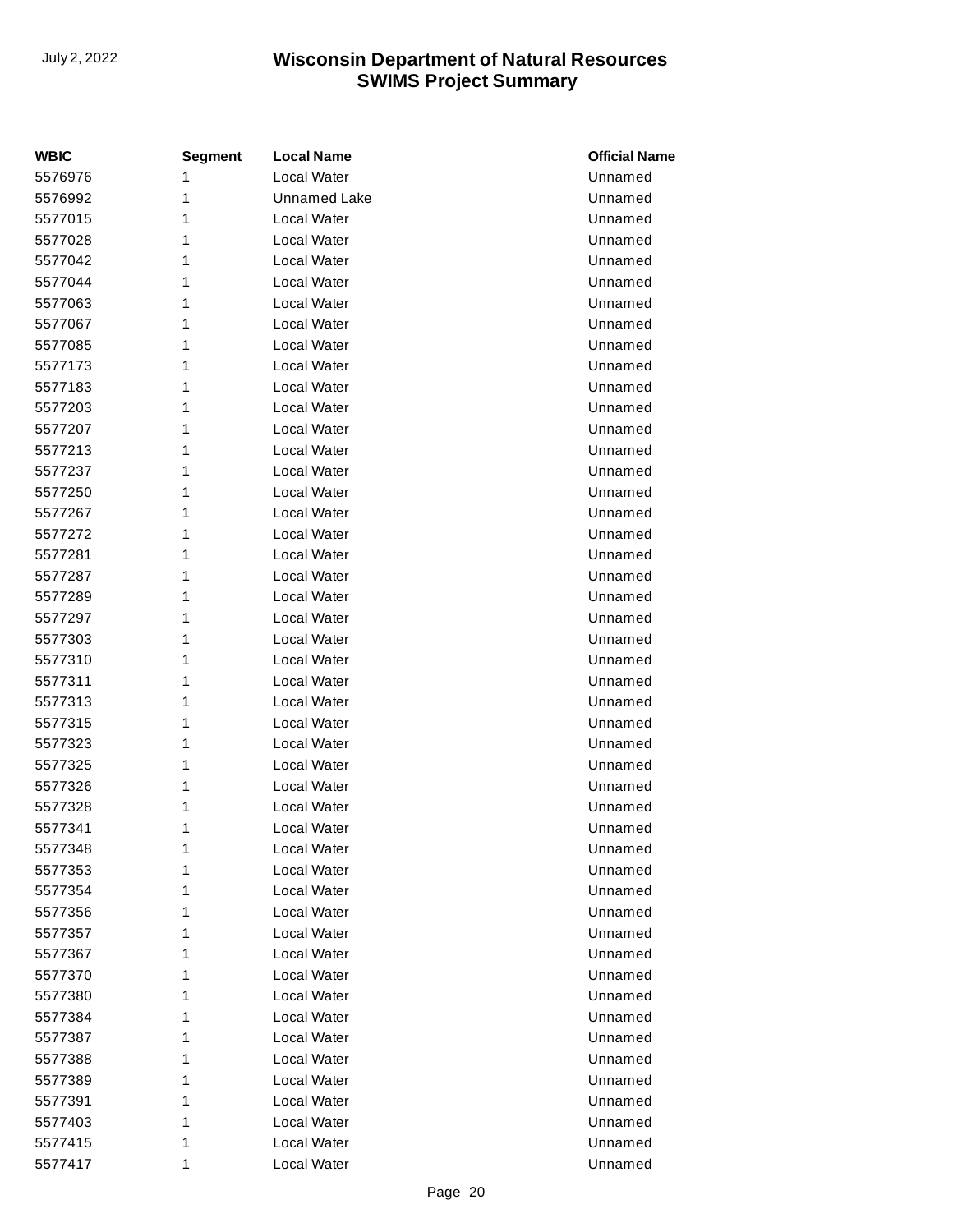| WBIC | Segment | Local Name | Official Name |
| --- | --- | --- | --- |
| 5576976 | 1 | Local Water | Unnamed |
| 5576992 | 1 | Unnamed Lake | Unnamed |
| 5577015 | 1 | Local Water | Unnamed |
| 5577028 | 1 | Local Water | Unnamed |
| 5577042 | 1 | Local Water | Unnamed |
| 5577044 | 1 | Local Water | Unnamed |
| 5577063 | 1 | Local Water | Unnamed |
| 5577067 | 1 | Local Water | Unnamed |
| 5577085 | 1 | Local Water | Unnamed |
| 5577173 | 1 | Local Water | Unnamed |
| 5577183 | 1 | Local Water | Unnamed |
| 5577203 | 1 | Local Water | Unnamed |
| 5577207 | 1 | Local Water | Unnamed |
| 5577213 | 1 | Local Water | Unnamed |
| 5577237 | 1 | Local Water | Unnamed |
| 5577250 | 1 | Local Water | Unnamed |
| 5577267 | 1 | Local Water | Unnamed |
| 5577272 | 1 | Local Water | Unnamed |
| 5577281 | 1 | Local Water | Unnamed |
| 5577287 | 1 | Local Water | Unnamed |
| 5577289 | 1 | Local Water | Unnamed |
| 5577297 | 1 | Local Water | Unnamed |
| 5577303 | 1 | Local Water | Unnamed |
| 5577310 | 1 | Local Water | Unnamed |
| 5577311 | 1 | Local Water | Unnamed |
| 5577313 | 1 | Local Water | Unnamed |
| 5577315 | 1 | Local Water | Unnamed |
| 5577323 | 1 | Local Water | Unnamed |
| 5577325 | 1 | Local Water | Unnamed |
| 5577326 | 1 | Local Water | Unnamed |
| 5577328 | 1 | Local Water | Unnamed |
| 5577341 | 1 | Local Water | Unnamed |
| 5577348 | 1 | Local Water | Unnamed |
| 5577353 | 1 | Local Water | Unnamed |
| 5577354 | 1 | Local Water | Unnamed |
| 5577356 | 1 | Local Water | Unnamed |
| 5577357 | 1 | Local Water | Unnamed |
| 5577367 | 1 | Local Water | Unnamed |
| 5577370 | 1 | Local Water | Unnamed |
| 5577380 | 1 | Local Water | Unnamed |
| 5577384 | 1 | Local Water | Unnamed |
| 5577387 | 1 | Local Water | Unnamed |
| 5577388 | 1 | Local Water | Unnamed |
| 5577389 | 1 | Local Water | Unnamed |
| 5577391 | 1 | Local Water | Unnamed |
| 5577403 | 1 | Local Water | Unnamed |
| 5577415 | 1 | Local Water | Unnamed |
| 5577417 | 1 | Local Water | Unnamed |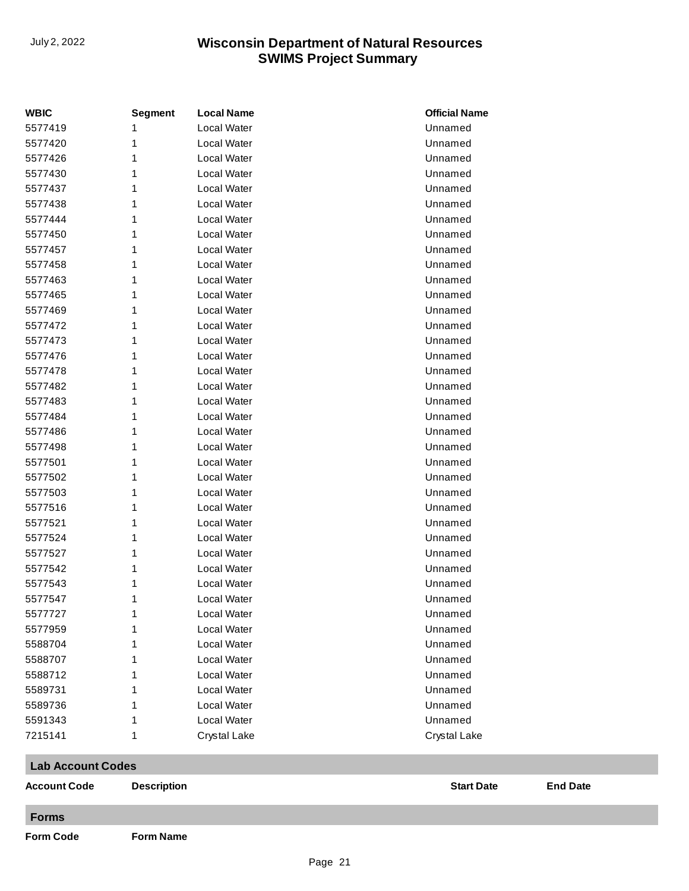| WBIC | Segment | Local Name | Official Name |
|---|---|---|---|
| 5577419 | 1 | Local Water | Unnamed |
| 5577420 | 1 | Local Water | Unnamed |
| 5577426 | 1 | Local Water | Unnamed |
| 5577430 | 1 | Local Water | Unnamed |
| 5577437 | 1 | Local Water | Unnamed |
| 5577438 | 1 | Local Water | Unnamed |
| 5577444 | 1 | Local Water | Unnamed |
| 5577450 | 1 | Local Water | Unnamed |
| 5577457 | 1 | Local Water | Unnamed |
| 5577458 | 1 | Local Water | Unnamed |
| 5577463 | 1 | Local Water | Unnamed |
| 5577465 | 1 | Local Water | Unnamed |
| 5577469 | 1 | Local Water | Unnamed |
| 5577472 | 1 | Local Water | Unnamed |
| 5577473 | 1 | Local Water | Unnamed |
| 5577476 | 1 | Local Water | Unnamed |
| 5577478 | 1 | Local Water | Unnamed |
| 5577482 | 1 | Local Water | Unnamed |
| 5577483 | 1 | Local Water | Unnamed |
| 5577484 | 1 | Local Water | Unnamed |
| 5577486 | 1 | Local Water | Unnamed |
| 5577498 | 1 | Local Water | Unnamed |
| 5577501 | 1 | Local Water | Unnamed |
| 5577502 | 1 | Local Water | Unnamed |
| 5577503 | 1 | Local Water | Unnamed |
| 5577516 | 1 | Local Water | Unnamed |
| 5577521 | 1 | Local Water | Unnamed |
| 5577524 | 1 | Local Water | Unnamed |
| 5577527 | 1 | Local Water | Unnamed |
| 5577542 | 1 | Local Water | Unnamed |
| 5577543 | 1 | Local Water | Unnamed |
| 5577547 | 1 | Local Water | Unnamed |
| 5577727 | 1 | Local Water | Unnamed |
| 5577959 | 1 | Local Water | Unnamed |
| 5588704 | 1 | Local Water | Unnamed |
| 5588707 | 1 | Local Water | Unnamed |
| 5588712 | 1 | Local Water | Unnamed |
| 5589731 | 1 | Local Water | Unnamed |
| 5589736 | 1 | Local Water | Unnamed |
| 5591343 | 1 | Local Water | Unnamed |
| 7215141 | 1 | Crystal Lake | Crystal Lake |

## Lab Account Codes

| Account Code | Description | Start Date | End Date |
|---|---|---|---|

## Forms

| Form Code | Form Name |
|---|---|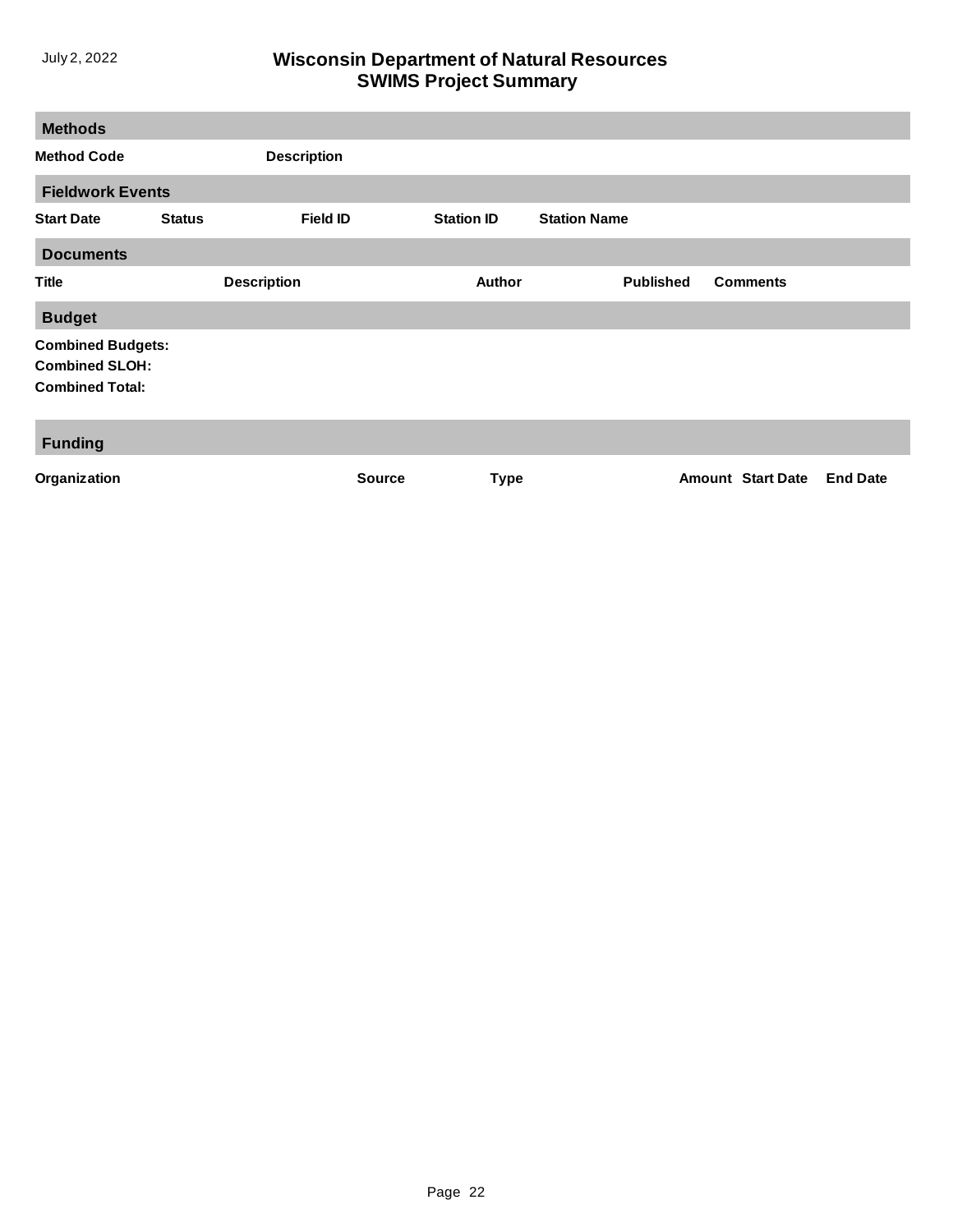## Methods

| Method Code | Description |
|---|---|

## Fieldwork Events

| Start Date | Status | Field ID | Station ID | Station Name |
|---|---|---|---|---|

## Documents

| Title | Description | Author | Published | Comments |
|---|---|---|---|---|

## Budget

**Combined Budgets:**
**Combined SLOH:**
**Combined Total:**

## Funding

| Organization | Source | Type | Amount | Start Date | End Date |
|---|---|---|---|---|---|